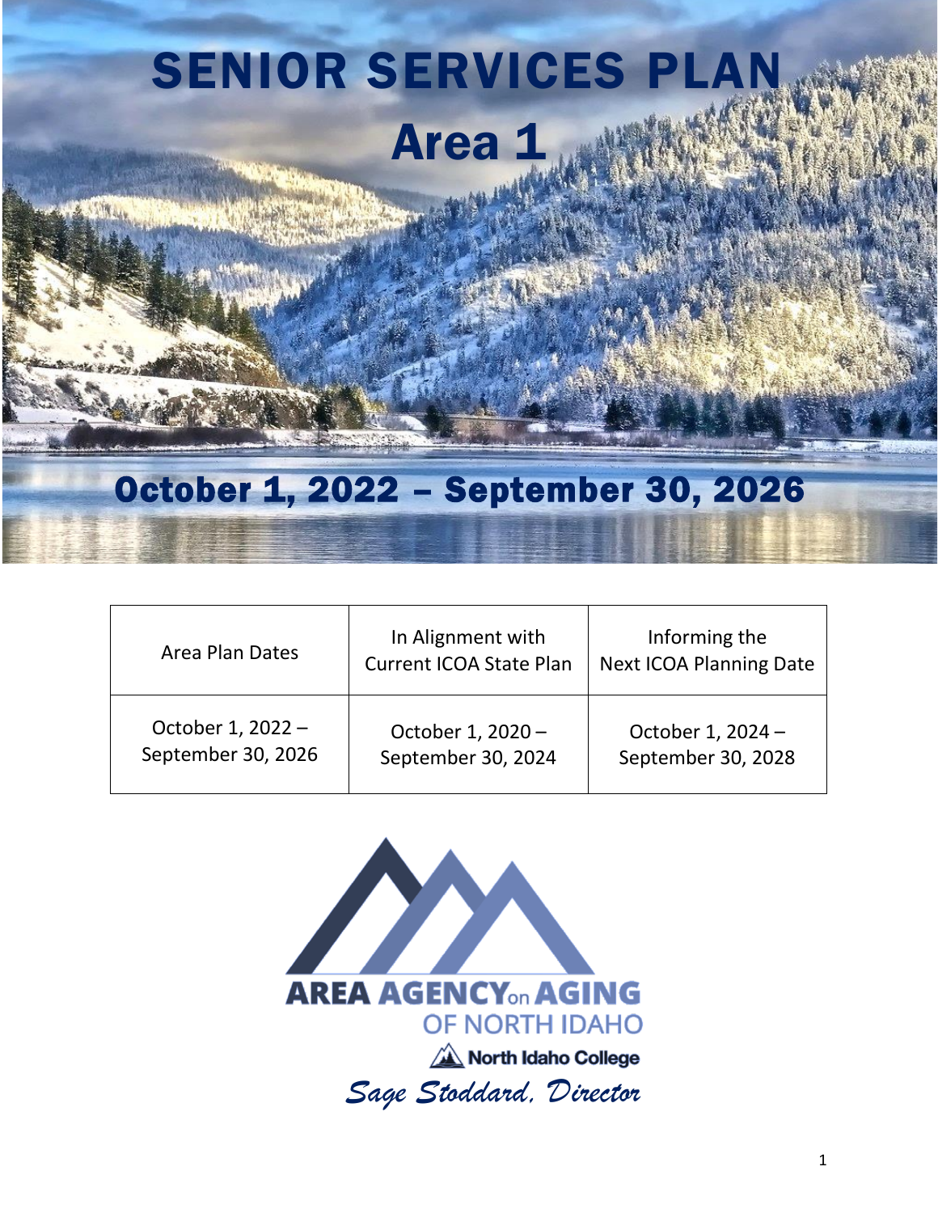# SENIOR SERVICES PLAN

# Area 1

## October 1, 2022 – September 30, 2026

| Area Plan Dates | In Alignment with Current ICOA State Plan | Informing the Next ICOA Planning Date |
|---|---|---|
| October 1, 2022 – September 30, 2026 | October 1, 2020 – September 30, 2024 | October 1, 2024 – September 30, 2028 |

AREA AGENCY on AGING
OF NORTH IDAHO

North Idaho College

*Sage Stoddard, Director*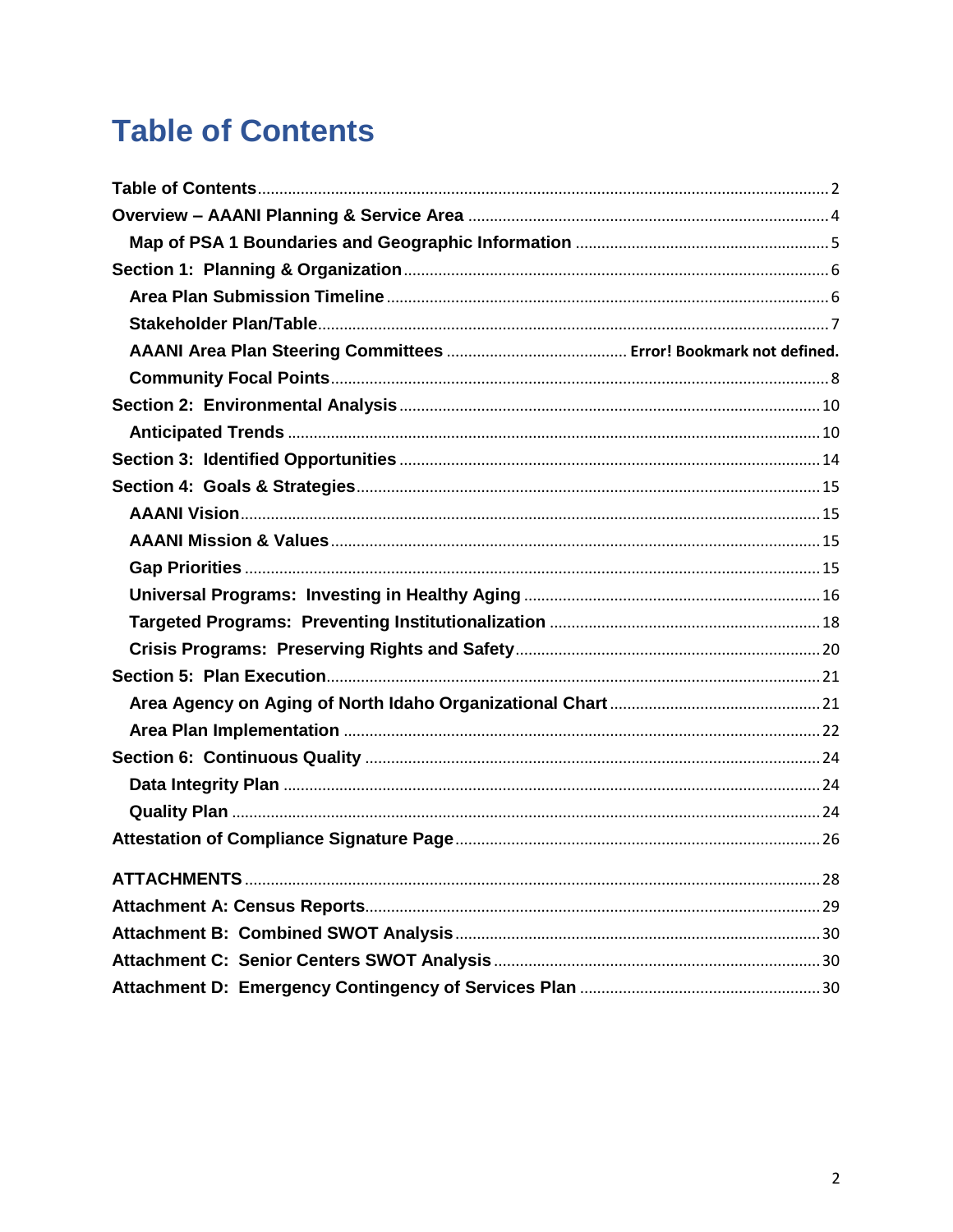# Table of Contents

- Table of Contents ... 2
- Overview – AAANI Planning & Service Area ... 4
  - Map of PSA 1 Boundaries and Geographic Information ... 5
- Section 1: Planning & Organization ... 6
  - Area Plan Submission Timeline ... 6
  - Stakeholder Plan/Table ... 7
  - AAANI Area Plan Steering Committees ... Error! Bookmark not defined.
  - Community Focal Points ... 8
- Section 2: Environmental Analysis ... 10
  - Anticipated Trends ... 10
- Section 3: Identified Opportunities ... 14
- Section 4: Goals & Strategies ... 15
  - AAANI Vision ... 15
  - AAANI Mission & Values ... 15
  - Gap Priorities ... 15
  - Universal Programs: Investing in Healthy Aging ... 16
  - Targeted Programs: Preventing Institutionalization ... 18
  - Crisis Programs: Preserving Rights and Safety ... 20
- Section 5: Plan Execution ... 21
  - Area Agency on Aging of North Idaho Organizational Chart ... 21
  - Area Plan Implementation ... 22
- Section 6: Continuous Quality ... 24
  - Data Integrity Plan ... 24
  - Quality Plan ... 24
- Attestation of Compliance Signature Page ... 26

- ATTACHMENTS ... 28
- Attachment A: Census Reports ... 29
- Attachment B: Combined SWOT Analysis ... 30
- Attachment C: Senior Centers SWOT Analysis ... 30
- Attachment D: Emergency Contingency of Services Plan ... 30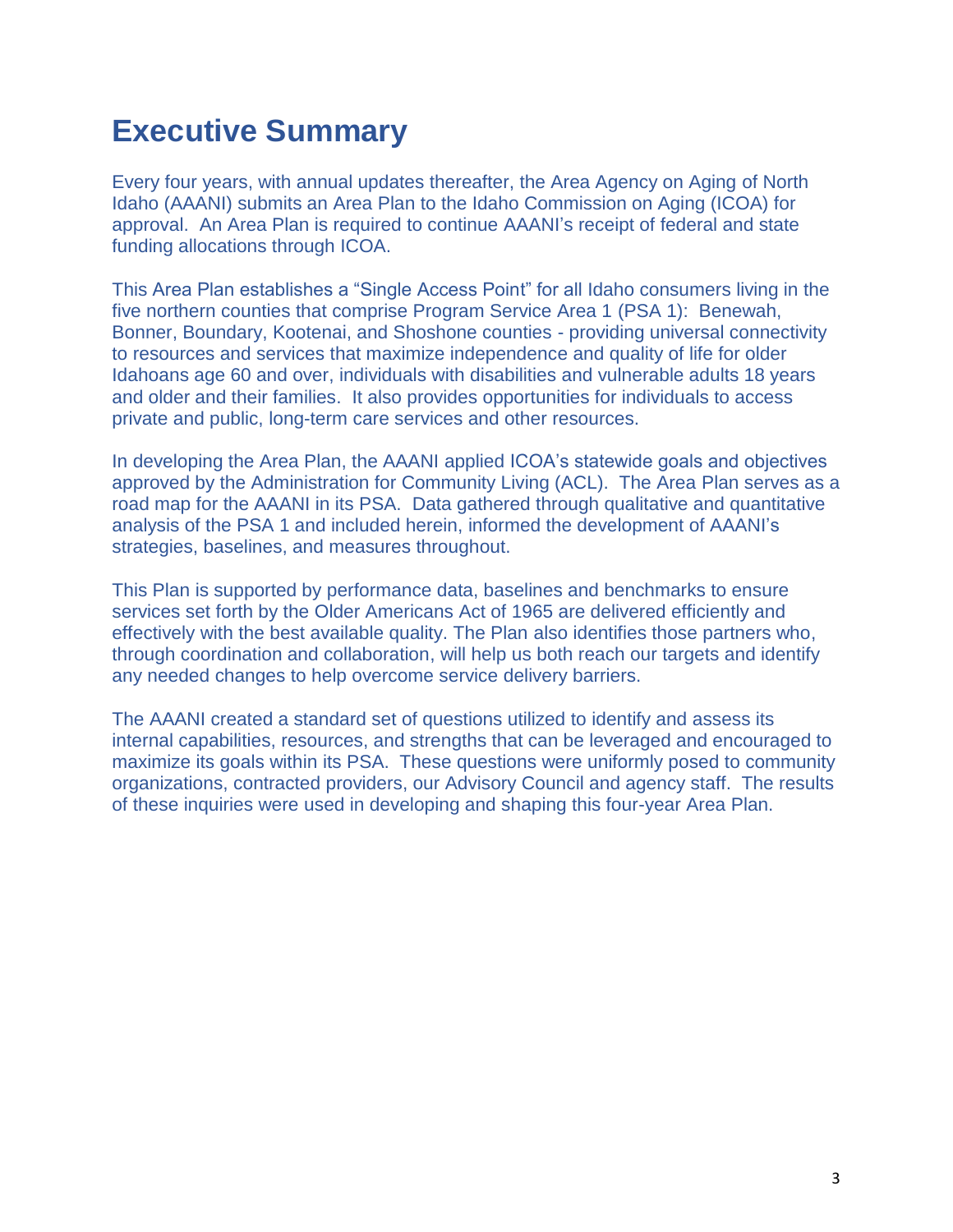# Executive Summary

Every four years, with annual updates thereafter, the Area Agency on Aging of North Idaho (AAANI) submits an Area Plan to the Idaho Commission on Aging (ICOA) for approval. An Area Plan is required to continue AAANI's receipt of federal and state funding allocations through ICOA.

This Area Plan establishes a "Single Access Point" for all Idaho consumers living in the five northern counties that comprise Program Service Area 1 (PSA 1): Benewah, Bonner, Boundary, Kootenai, and Shoshone counties - providing universal connectivity to resources and services that maximize independence and quality of life for older Idahoans age 60 and over, individuals with disabilities and vulnerable adults 18 years and older and their families. It also provides opportunities for individuals to access private and public, long-term care services and other resources.

In developing the Area Plan, the AAANI applied ICOA's statewide goals and objectives approved by the Administration for Community Living (ACL). The Area Plan serves as a road map for the AAANI in its PSA. Data gathered through qualitative and quantitative analysis of the PSA 1 and included herein, informed the development of AAANI's strategies, baselines, and measures throughout.

This Plan is supported by performance data, baselines and benchmarks to ensure services set forth by the Older Americans Act of 1965 are delivered efficiently and effectively with the best available quality. The Plan also identifies those partners who, through coordination and collaboration, will help us both reach our targets and identify any needed changes to help overcome service delivery barriers.

The AAANI created a standard set of questions utilized to identify and assess its internal capabilities, resources, and strengths that can be leveraged and encouraged to maximize its goals within its PSA. These questions were uniformly posed to community organizations, contracted providers, our Advisory Council and agency staff. The results of these inquiries were used in developing and shaping this four-year Area Plan.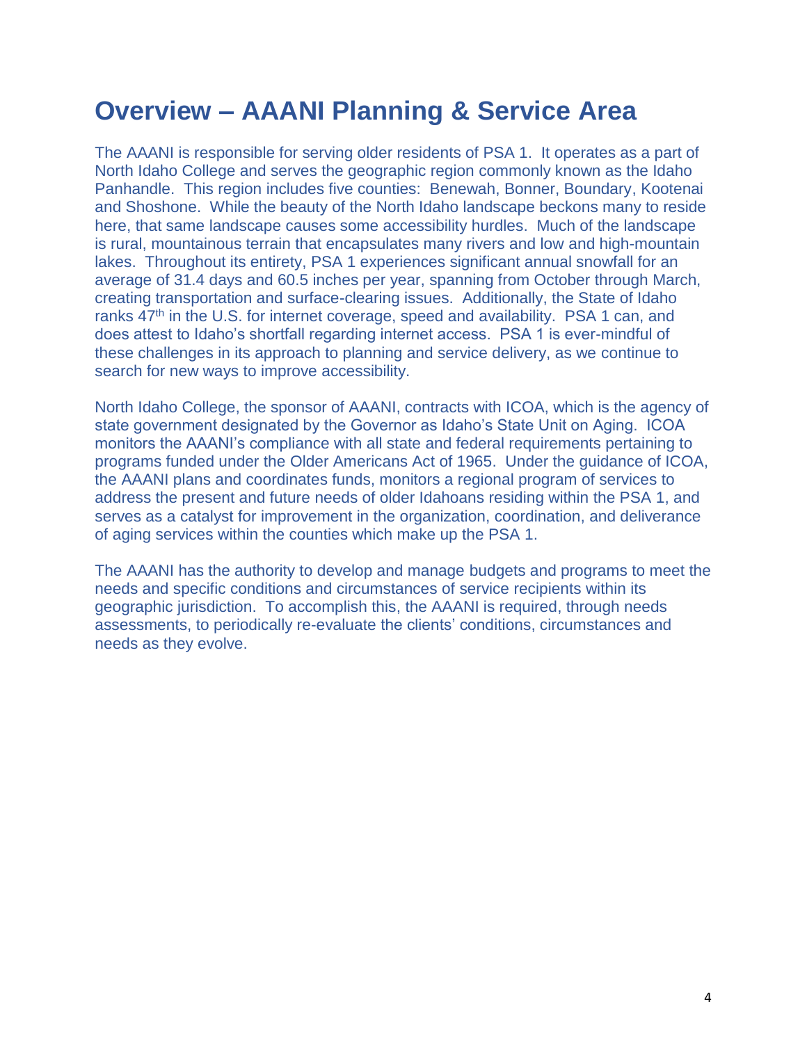# Overview – AAANI Planning & Service Area

The AAANI is responsible for serving older residents of PSA 1. It operates as a part of North Idaho College and serves the geographic region commonly known as the Idaho Panhandle. This region includes five counties: Benewah, Bonner, Boundary, Kootenai and Shoshone. While the beauty of the North Idaho landscape beckons many to reside here, that same landscape causes some accessibility hurdles. Much of the landscape is rural, mountainous terrain that encapsulates many rivers and low and high-mountain lakes. Throughout its entirety, PSA 1 experiences significant annual snowfall for an average of 31.4 days and 60.5 inches per year, spanning from October through March, creating transportation and surface-clearing issues. Additionally, the State of Idaho ranks 47th in the U.S. for internet coverage, speed and availability. PSA 1 can, and does attest to Idaho's shortfall regarding internet access. PSA 1 is ever-mindful of these challenges in its approach to planning and service delivery, as we continue to search for new ways to improve accessibility.

North Idaho College, the sponsor of AAANI, contracts with ICOA, which is the agency of state government designated by the Governor as Idaho's State Unit on Aging. ICOA monitors the AAANI's compliance with all state and federal requirements pertaining to programs funded under the Older Americans Act of 1965. Under the guidance of ICOA, the AAANI plans and coordinates funds, monitors a regional program of services to address the present and future needs of older Idahoans residing within the PSA 1, and serves as a catalyst for improvement in the organization, coordination, and deliverance of aging services within the counties which make up the PSA 1.

The AAANI has the authority to develop and manage budgets and programs to meet the needs and specific conditions and circumstances of service recipients within its geographic jurisdiction. To accomplish this, the AAANI is required, through needs assessments, to periodically re-evaluate the clients' conditions, circumstances and needs as they evolve.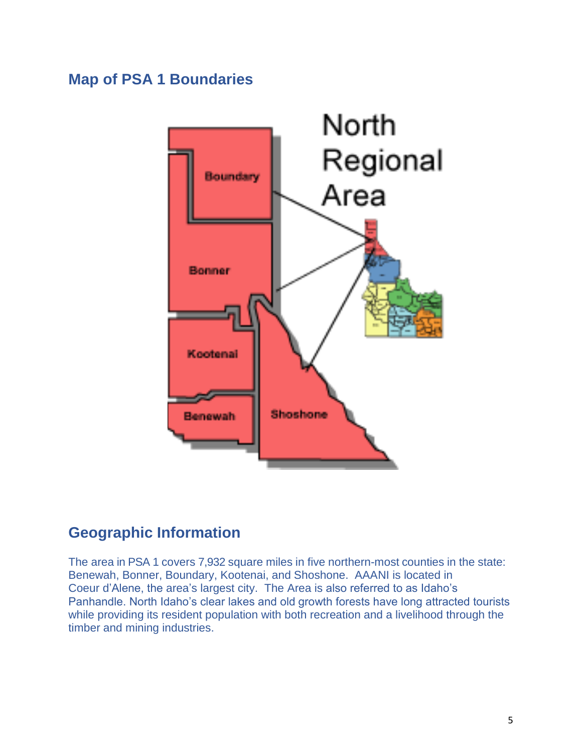## Map of PSA 1 Boundaries

## Geographic Information

The area in PSA 1 covers 7,932 square miles in five northern-most counties in the state: Benewah, Bonner, Boundary, Kootenai, and Shoshone. AAANI is located in Coeur d'Alene, the area's largest city. The Area is also referred to as Idaho's Panhandle. North Idaho's clear lakes and old growth forests have long attracted tourists while providing its resident population with both recreation and a livelihood through the timber and mining industries.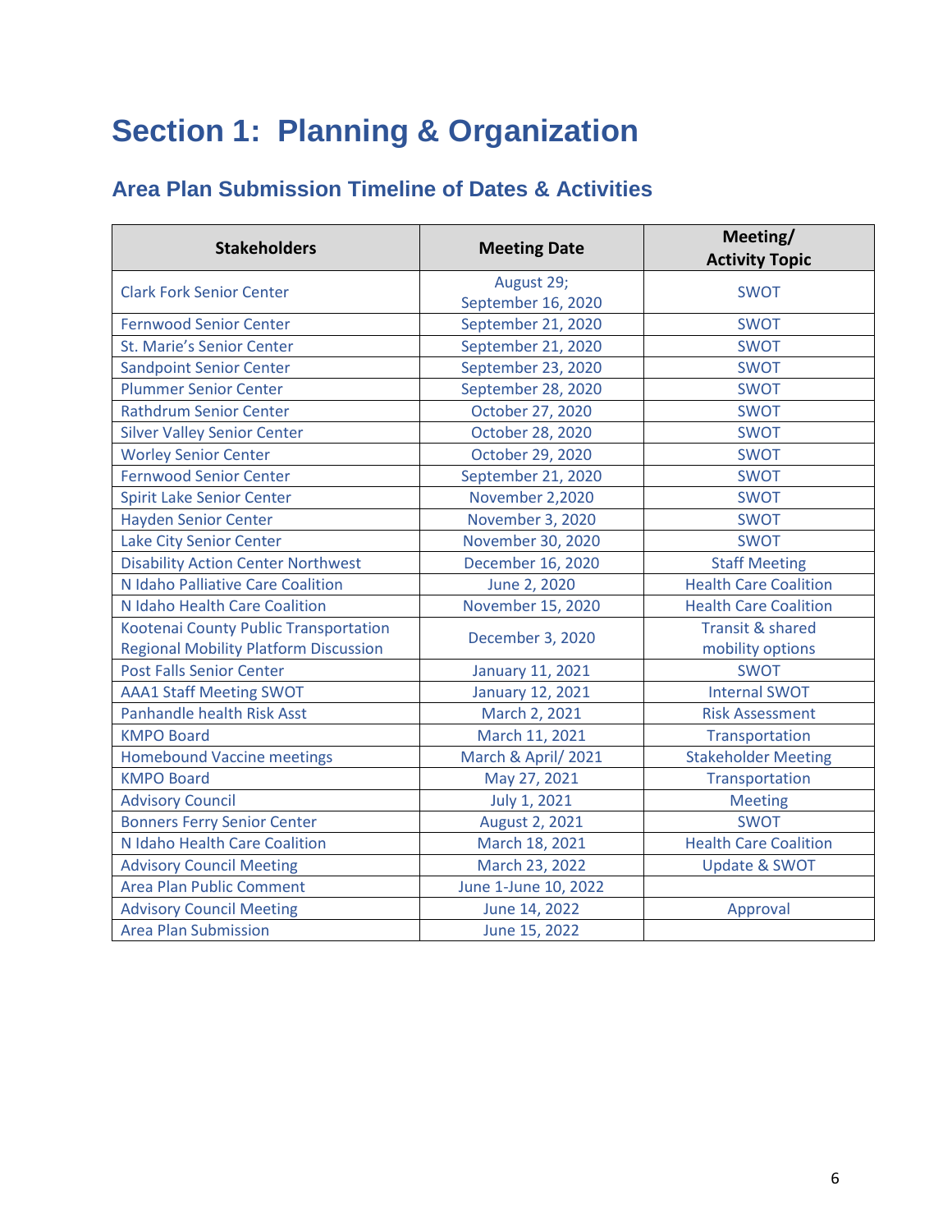# Section 1: Planning & Organization

## Area Plan Submission Timeline of Dates & Activities

| Stakeholders | Meeting Date | Meeting/ Activity Topic |
|---|---|---|
| Clark Fork Senior Center | August 29; September 16, 2020 | SWOT |
| Fernwood Senior Center | September 21, 2020 | SWOT |
| St. Marie's Senior Center | September 21, 2020 | SWOT |
| Sandpoint Senior Center | September 23, 2020 | SWOT |
| Plummer Senior Center | September 28, 2020 | SWOT |
| Rathdrum Senior Center | October 27, 2020 | SWOT |
| Silver Valley Senior Center | October 28, 2020 | SWOT |
| Worley Senior Center | October 29, 2020 | SWOT |
| Fernwood Senior Center | September 21, 2020 | SWOT |
| Spirit Lake Senior Center | November 2,2020 | SWOT |
| Hayden Senior Center | November 3, 2020 | SWOT |
| Lake City Senior Center | November 30, 2020 | SWOT |
| Disability Action Center Northwest | December 16, 2020 | Staff Meeting |
| N Idaho Palliative Care Coalition | June 2, 2020 | Health Care Coalition |
| N Idaho Health Care Coalition | November 15, 2020 | Health Care Coalition |
| Kootenai County Public Transportation Regional Mobility Platform Discussion | December 3, 2020 | Transit & shared mobility options |
| Post Falls Senior Center | January 11, 2021 | SWOT |
| AAA1 Staff Meeting SWOT | January 12, 2021 | Internal SWOT |
| Panhandle health Risk Asst | March 2, 2021 | Risk Assessment |
| KMPO Board | March 11, 2021 | Transportation |
| Homebound Vaccine meetings | March & April/ 2021 | Stakeholder Meeting |
| KMPO Board | May 27, 2021 | Transportation |
| Advisory Council | July 1, 2021 | Meeting |
| Bonners Ferry Senior Center | August 2, 2021 | SWOT |
| N Idaho Health Care Coalition | March 18, 2021 | Health Care Coalition |
| Advisory Council Meeting | March 23, 2022 | Update & SWOT |
| Area Plan Public Comment | June 1-June 10, 2022 | |
| Advisory Council Meeting | June 14, 2022 | Approval |
| Area Plan Submission | June 15, 2022 | |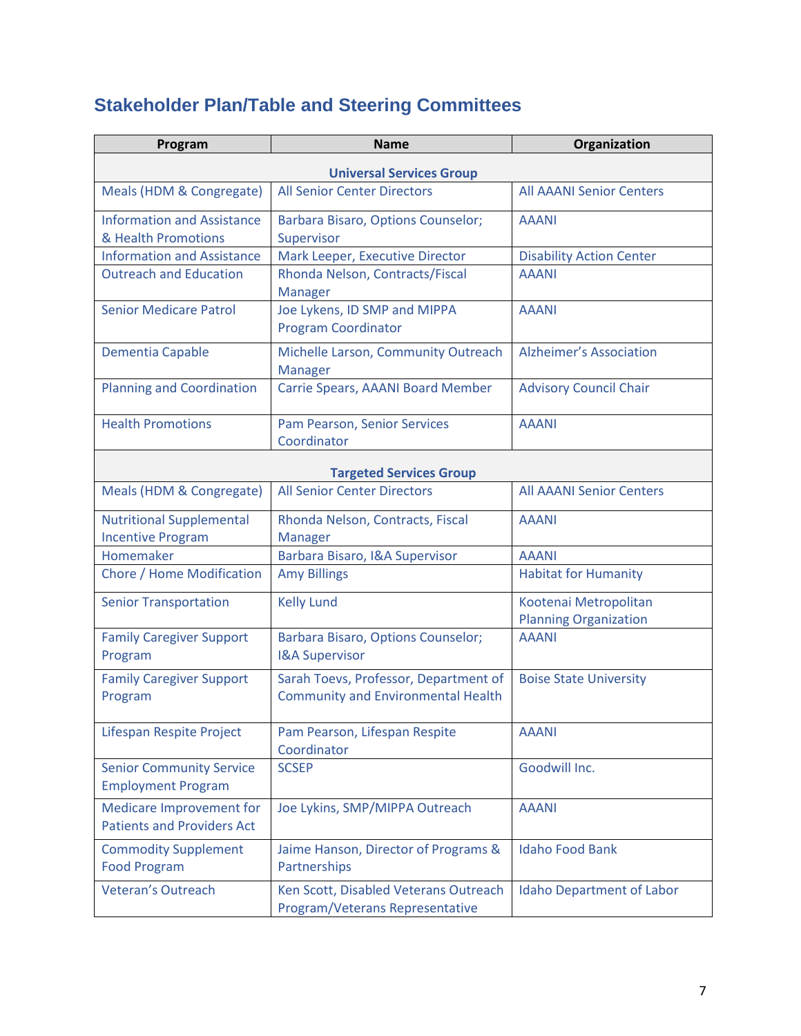## Stakeholder Plan/Table and Steering Committees

| Program | Name | Organization |
|---|---|---|
| **Universal Services Group** | | |
| Meals (HDM & Congregate) | All Senior Center Directors | All AAANI Senior Centers |
| Information and Assistance & Health Promotions | Barbara Bisaro, Options Counselor; Supervisor | AAANI |
| Information and Assistance | Mark Leeper, Executive Director | Disability Action Center |
| Outreach and Education | Rhonda Nelson, Contracts/Fiscal Manager | AAANI |
| Senior Medicare Patrol | Joe Lykens, ID SMP and MIPPA Program Coordinator | AAANI |
| Dementia Capable | Michelle Larson, Community Outreach Manager | Alzheimer's Association |
| Planning and Coordination | Carrie Spears, AAANI Board Member | Advisory Council Chair |
| Health Promotions | Pam Pearson, Senior Services Coordinator | AAANI |
| **Targeted Services Group** | | |
| Meals (HDM & Congregate) | All Senior Center Directors | All AAANI Senior Centers |
| Nutritional Supplemental Incentive Program | Rhonda Nelson, Contracts, Fiscal Manager | AAANI |
| Homemaker | Barbara Bisaro, I&A Supervisor | AAANI |
| Chore / Home Modification | Amy Billings | Habitat for Humanity |
| Senior Transportation | Kelly Lund | Kootenai Metropolitan Planning Organization |
| Family Caregiver Support Program | Barbara Bisaro, Options Counselor; I&A Supervisor | AAANI |
| Family Caregiver Support Program | Sarah Toevs, Professor, Department of Community and Environmental Health | Boise State University |
| Lifespan Respite Project | Pam Pearson, Lifespan Respite Coordinator | AAANI |
| Senior Community Service Employment Program | SCSEP | Goodwill Inc. |
| Medicare Improvement for Patients and Providers Act | Joe Lykins, SMP/MIPPA Outreach | AAANI |
| Commodity Supplement Food Program | Jaime Hanson, Director of Programs & Partnerships | Idaho Food Bank |
| Veteran's Outreach | Ken Scott, Disabled Veterans Outreach Program/Veterans Representative | Idaho Department of Labor |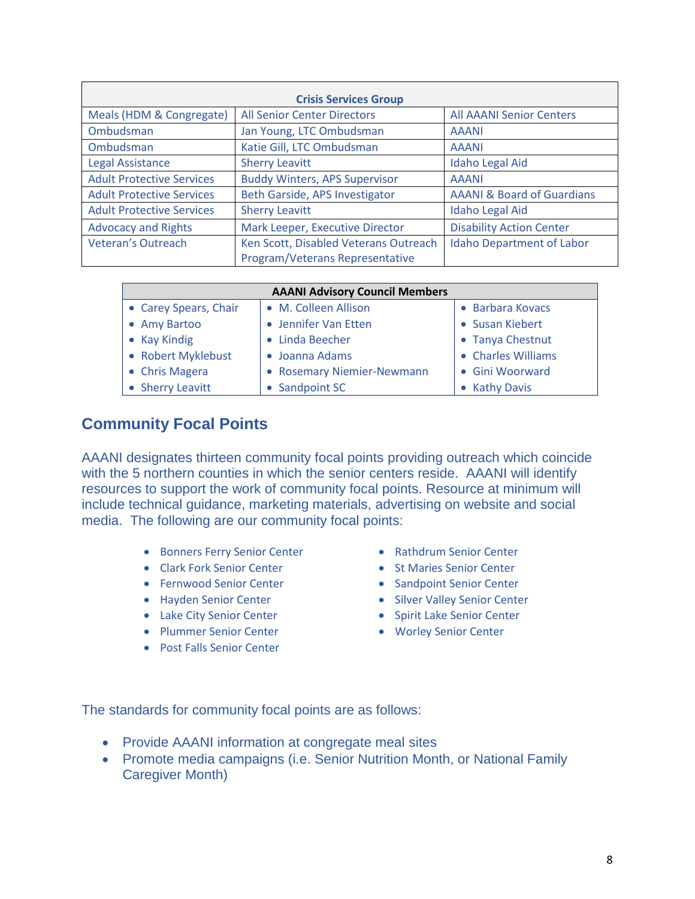| Crisis Services Group | | |
|---|---|---|
| Meals (HDM & Congregate) | All Senior Center Directors | All AAANI Senior Centers |
| Ombudsman | Jan Young, LTC Ombudsman | AAANI |
| Ombudsman | Katie Gill, LTC Ombudsman | AAANI |
| Legal Assistance | Sherry Leavitt | Idaho Legal Aid |
| Adult Protective Services | Buddy Winters, APS Supervisor | AAANI |
| Adult Protective Services | Beth Garside, APS Investigator | AAANI & Board of Guardians |
| Adult Protective Services | Sherry Leavitt | Idaho Legal Aid |
| Advocacy and Rights | Mark Leeper, Executive Director | Disability Action Center |
| Veteran's Outreach | Ken Scott, Disabled Veterans Outreach Program/Veterans Representative | Idaho Department of Labor |

| AAANI Advisory Council Members | | |
|---|---|---|
| • Carey Spears, Chair | • M. Colleen Allison | • Barbara Kovacs |
| • Amy Bartoo | • Jennifer Van Etten | • Susan Kiebert |
| • Kay Kindig | • Linda Beecher | • Tanya Chestnut |
| • Robert Myklebust | • Joanna Adams | • Charles Williams |
| • Chris Magera | • Rosemary Niemier-Newmann | • Gini Woorward |
| • Sherry Leavitt | • Sandpoint SC | • Kathy Davis |

## Community Focal Points

AAANI designates thirteen community focal points providing outreach which coincide with the 5 northern counties in which the senior centers reside. AAANI will identify resources to support the work of community focal points. Resource at minimum will include technical guidance, marketing materials, advertising on website and social media. The following are our community focal points:

- Bonners Ferry Senior Center
- Clark Fork Senior Center
- Fernwood Senior Center
- Hayden Senior Center
- Lake City Senior Center
- Plummer Senior Center
- Post Falls Senior Center
- Rathdrum Senior Center
- St Maries Senior Center
- Sandpoint Senior Center
- Silver Valley Senior Center
- Spirit Lake Senior Center
- Worley Senior Center

The standards for community focal points are as follows:

- Provide AAANI information at congregate meal sites
- Promote media campaigns (i.e. Senior Nutrition Month, or National Family Caregiver Month)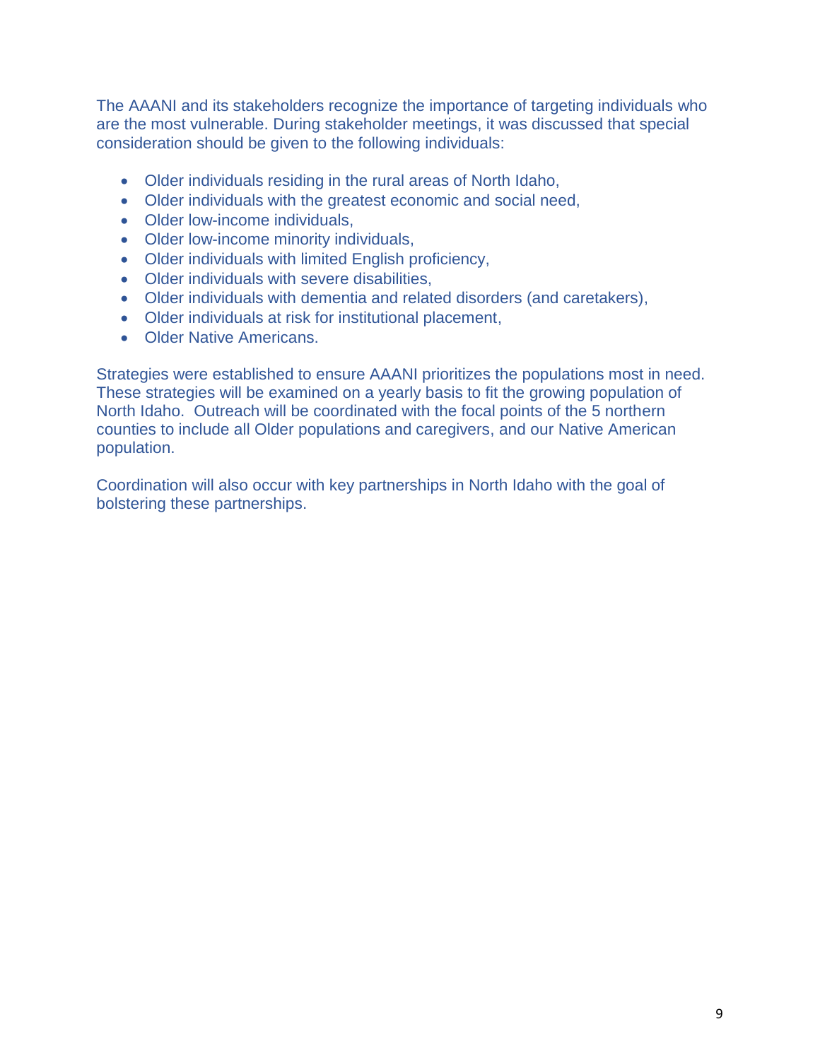The AAANI and its stakeholders recognize the importance of targeting individuals who are the most vulnerable. During stakeholder meetings, it was discussed that special consideration should be given to the following individuals:

- Older individuals residing in the rural areas of North Idaho,
- Older individuals with the greatest economic and social need,
- Older low-income individuals,
- Older low-income minority individuals,
- Older individuals with limited English proficiency,
- Older individuals with severe disabilities,
- Older individuals with dementia and related disorders (and caretakers),
- Older individuals at risk for institutional placement,
- Older Native Americans.

Strategies were established to ensure AAANI prioritizes the populations most in need. These strategies will be examined on a yearly basis to fit the growing population of North Idaho. Outreach will be coordinated with the focal points of the 5 northern counties to include all Older populations and caregivers, and our Native American population.

Coordination will also occur with key partnerships in North Idaho with the goal of bolstering these partnerships.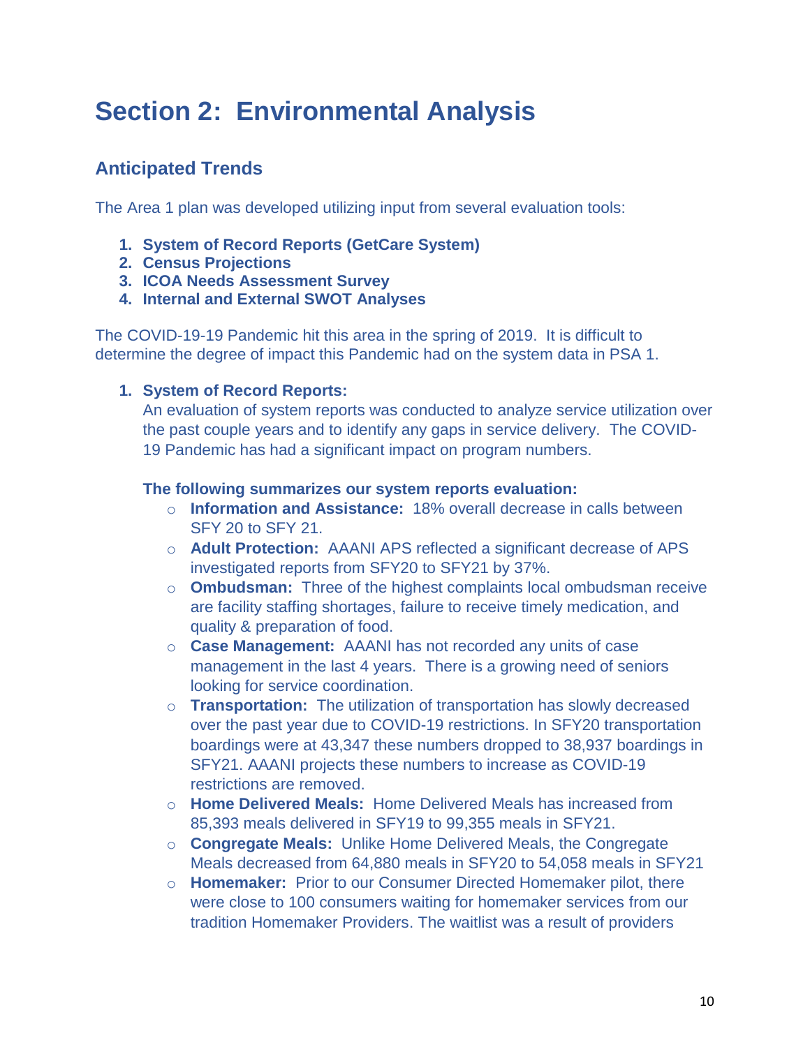# Section 2: Environmental Analysis

## Anticipated Trends

The Area 1 plan was developed utilizing input from several evaluation tools:

1. **System of Record Reports (GetCare System)**
2. **Census Projections**
3. **ICOA Needs Assessment Survey**
4. **Internal and External SWOT Analyses**

The COVID-19-19 Pandemic hit this area in the spring of 2019. It is difficult to determine the degree of impact this Pandemic had on the system data in PSA 1.

1. **System of Record Reports:**
   An evaluation of system reports was conducted to analyze service utilization over the past couple years and to identify any gaps in service delivery. The COVID-19 Pandemic has had a significant impact on program numbers.

   **The following summarizes our system reports evaluation:**

   - **Information and Assistance:** 18% overall decrease in calls between SFY 20 to SFY 21.
   - **Adult Protection:** AAANI APS reflected a significant decrease of APS investigated reports from SFY20 to SFY21 by 37%.
   - **Ombudsman:** Three of the highest complaints local ombudsman receive are facility staffing shortages, failure to receive timely medication, and quality & preparation of food.
   - **Case Management:** AAANI has not recorded any units of case management in the last 4 years. There is a growing need of seniors looking for service coordination.
   - **Transportation:** The utilization of transportation has slowly decreased over the past year due to COVID-19 restrictions. In SFY20 transportation boardings were at 43,347 these numbers dropped to 38,937 boardings in SFY21. AAANI projects these numbers to increase as COVID-19 restrictions are removed.
   - **Home Delivered Meals:** Home Delivered Meals has increased from 85,393 meals delivered in SFY19 to 99,355 meals in SFY21.
   - **Congregate Meals:** Unlike Home Delivered Meals, the Congregate Meals decreased from 64,880 meals in SFY20 to 54,058 meals in SFY21
   - **Homemaker:** Prior to our Consumer Directed Homemaker pilot, there were close to 100 consumers waiting for homemaker services from our tradition Homemaker Providers. The waitlist was a result of providers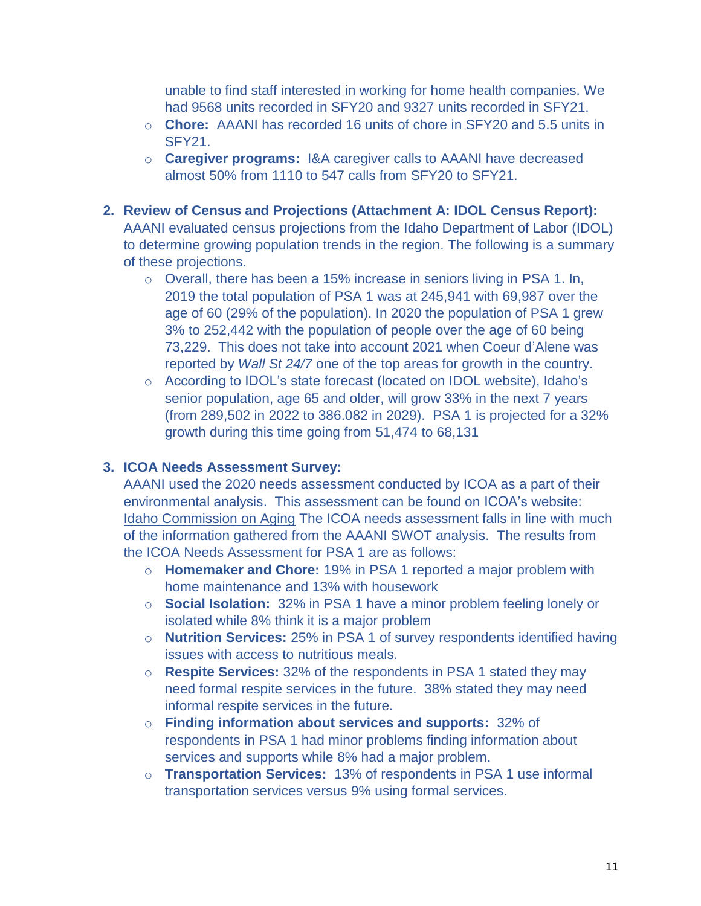unable to find staff interested in working for home health companies. We had 9568 units recorded in SFY20 and 9327 units recorded in SFY21.

- **Chore:** AAANI has recorded 16 units of chore in SFY20 and 5.5 units in SFY21.
- **Caregiver programs:** I&A caregiver calls to AAANI have decreased almost 50% from 1110 to 547 calls from SFY20 to SFY21.

2. **Review of Census and Projections (Attachment A: IDOL Census Report):** AAANI evaluated census projections from the Idaho Department of Labor (IDOL) to determine growing population trends in the region. The following is a summary of these projections.
   - Overall, there has been a 15% increase in seniors living in PSA 1. In, 2019 the total population of PSA 1 was at 245,941 with 69,987 over the age of 60 (29% of the population). In 2020 the population of PSA 1 grew 3% to 252,442 with the population of people over the age of 60 being 73,229. This does not take into account 2021 when Coeur d'Alene was reported by *Wall St 24/7* one of the top areas for growth in the country.
   - According to IDOL's state forecast (located on IDOL website), Idaho's senior population, age 65 and older, will grow 33% in the next 7 years (from 289,502 in 2022 to 386.082 in 2029). PSA 1 is projected for a 32% growth during this time going from 51,474 to 68,131

3. **ICOA Needs Assessment Survey:** AAANI used the 2020 needs assessment conducted by ICOA as a part of their environmental analysis. This assessment can be found on ICOA's website: Idaho Commission on Aging The ICOA needs assessment falls in line with much of the information gathered from the AAANI SWOT analysis. The results from the ICOA Needs Assessment for PSA 1 are as follows:
   - **Homemaker and Chore:** 19% in PSA 1 reported a major problem with home maintenance and 13% with housework
   - **Social Isolation:** 32% in PSA 1 have a minor problem feeling lonely or isolated while 8% think it is a major problem
   - **Nutrition Services:** 25% in PSA 1 of survey respondents identified having issues with access to nutritious meals.
   - **Respite Services:** 32% of the respondents in PSA 1 stated they may need formal respite services in the future. 38% stated they may need informal respite services in the future.
   - **Finding information about services and supports:** 32% of respondents in PSA 1 had minor problems finding information about services and supports while 8% had a major problem.
   - **Transportation Services:** 13% of respondents in PSA 1 use informal transportation services versus 9% using formal services.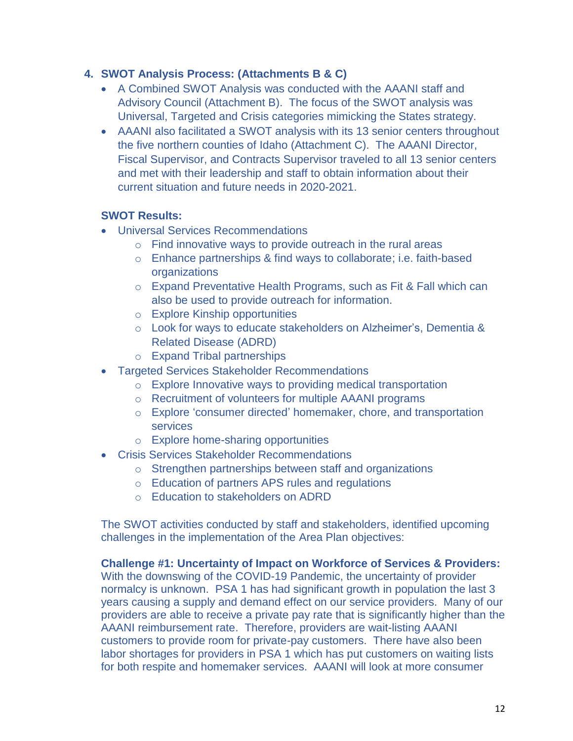### 4. SWOT Analysis Process: (Attachments B & C)

- A Combined SWOT Analysis was conducted with the AAANI staff and Advisory Council (Attachment B). The focus of the SWOT analysis was Universal, Targeted and Crisis categories mimicking the States strategy.
- AAANI also facilitated a SWOT analysis with its 13 senior centers throughout the five northern counties of Idaho (Attachment C). The AAANI Director, Fiscal Supervisor, and Contracts Supervisor traveled to all 13 senior centers and met with their leadership and staff to obtain information about their current situation and future needs in 2020-2021.

**SWOT Results:**

- Universal Services Recommendations
    - Find innovative ways to provide outreach in the rural areas
    - Enhance partnerships & find ways to collaborate; i.e. faith-based organizations
    - Expand Preventative Health Programs, such as Fit & Fall which can also be used to provide outreach for information.
    - Explore Kinship opportunities
    - Look for ways to educate stakeholders on Alzheimer's, Dementia & Related Disease (ADRD)
    - Expand Tribal partnerships
- Targeted Services Stakeholder Recommendations
    - Explore Innovative ways to providing medical transportation
    - Recruitment of volunteers for multiple AAANI programs
    - Explore 'consumer directed' homemaker, chore, and transportation services
    - Explore home-sharing opportunities
- Crisis Services Stakeholder Recommendations
    - Strengthen partnerships between staff and organizations
    - Education of partners APS rules and regulations
    - Education to stakeholders on ADRD

The SWOT activities conducted by staff and stakeholders, identified upcoming challenges in the implementation of the Area Plan objectives:

**Challenge #1: Uncertainty of Impact on Workforce of Services & Providers:** With the downswing of the COVID-19 Pandemic, the uncertainty of provider normalcy is unknown. PSA 1 has had significant growth in population the last 3 years causing a supply and demand effect on our service providers. Many of our providers are able to receive a private pay rate that is significantly higher than the AAANI reimbursement rate. Therefore, providers are wait-listing AAANI customers to provide room for private-pay customers. There have also been labor shortages for providers in PSA 1 which has put customers on waiting lists for both respite and homemaker services. AAANI will look at more consumer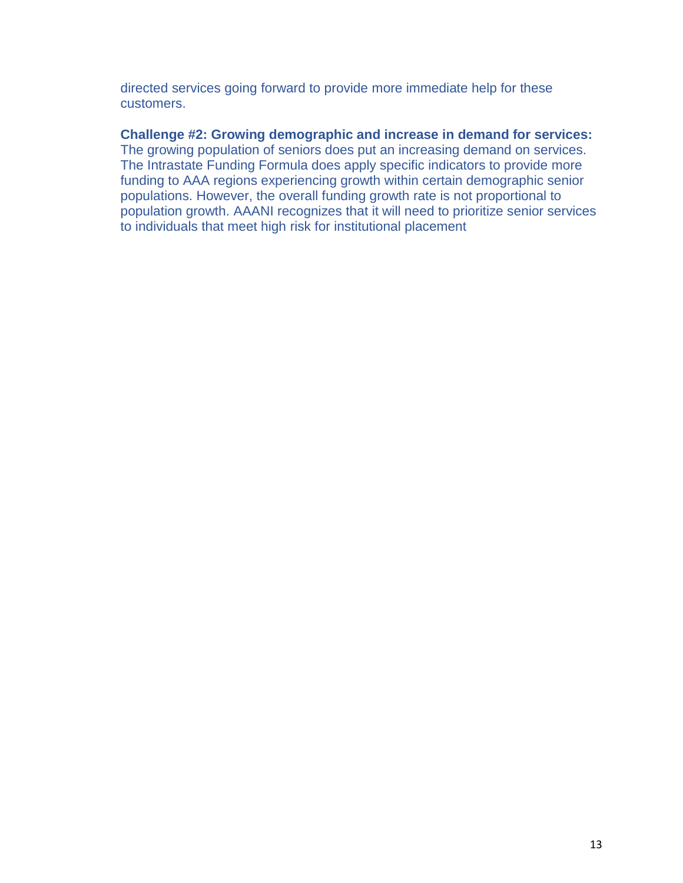directed services going forward to provide more immediate help for these customers.

**Challenge #2: Growing demographic and increase in demand for services:** The growing population of seniors does put an increasing demand on services. The Intrastate Funding Formula does apply specific indicators to provide more funding to AAA regions experiencing growth within certain demographic senior populations. However, the overall funding growth rate is not proportional to population growth. AAANI recognizes that it will need to prioritize senior services to individuals that meet high risk for institutional placement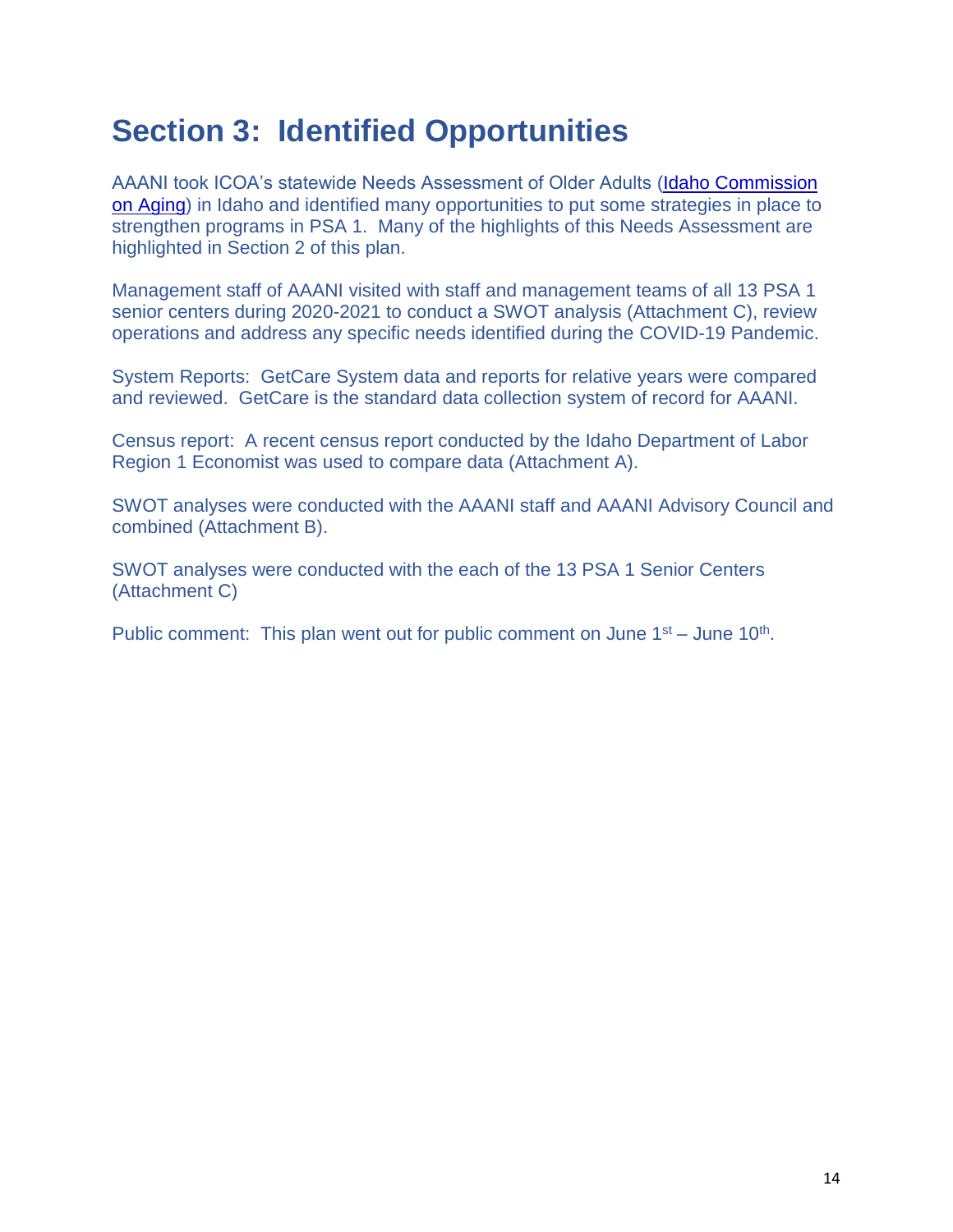# Section 3: Identified Opportunities

AAANI took ICOA's statewide Needs Assessment of Older Adults (Idaho Commission on Aging) in Idaho and identified many opportunities to put some strategies in place to strengthen programs in PSA 1. Many of the highlights of this Needs Assessment are highlighted in Section 2 of this plan.

Management staff of AAANI visited with staff and management teams of all 13 PSA 1 senior centers during 2020-2021 to conduct a SWOT analysis (Attachment C), review operations and address any specific needs identified during the COVID-19 Pandemic.

System Reports: GetCare System data and reports for relative years were compared and reviewed. GetCare is the standard data collection system of record for AAANI.

Census report: A recent census report conducted by the Idaho Department of Labor Region 1 Economist was used to compare data (Attachment A).

SWOT analyses were conducted with the AAANI staff and AAANI Advisory Council and combined (Attachment B).

SWOT analyses were conducted with the each of the 13 PSA 1 Senior Centers (Attachment C)

Public comment: This plan went out for public comment on June 1st – June 10th.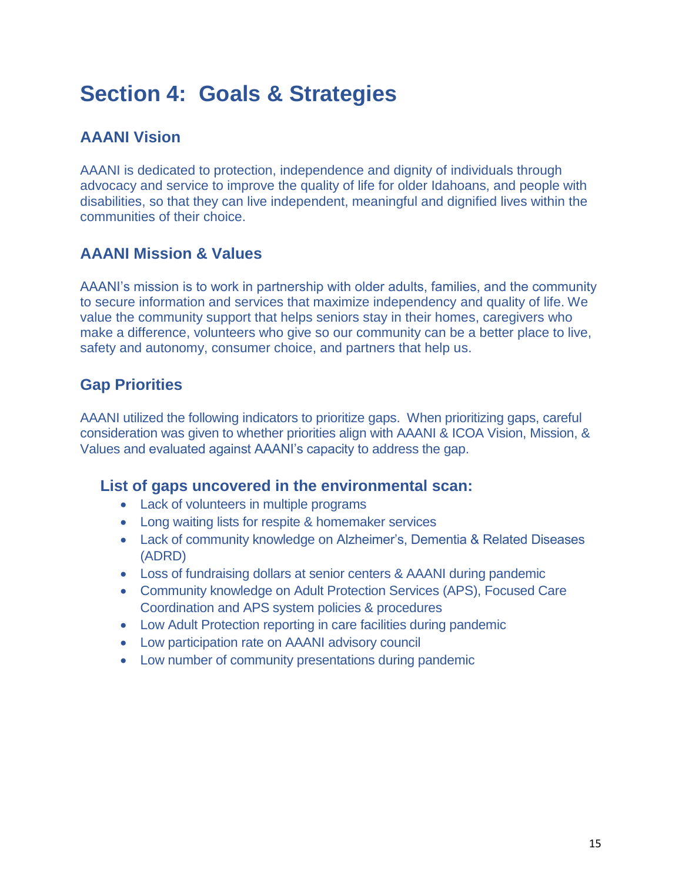# Section 4: Goals & Strategies

## AAANI Vision

AAANI is dedicated to protection, independence and dignity of individuals through advocacy and service to improve the quality of life for older Idahoans, and people with disabilities, so that they can live independent, meaningful and dignified lives within the communities of their choice.

## AAANI Mission & Values

AAANI's mission is to work in partnership with older adults, families, and the community to secure information and services that maximize independency and quality of life. We value the community support that helps seniors stay in their homes, caregivers who make a difference, volunteers who give so our community can be a better place to live, safety and autonomy, consumer choice, and partners that help us.

## Gap Priorities

AAANI utilized the following indicators to prioritize gaps. When prioritizing gaps, careful consideration was given to whether priorities align with AAANI & ICOA Vision, Mission, & Values and evaluated against AAANI's capacity to address the gap.

### List of gaps uncovered in the environmental scan:

- Lack of volunteers in multiple programs
- Long waiting lists for respite & homemaker services
- Lack of community knowledge on Alzheimer's, Dementia & Related Diseases (ADRD)
- Loss of fundraising dollars at senior centers & AAANI during pandemic
- Community knowledge on Adult Protection Services (APS), Focused Care Coordination and APS system policies & procedures
- Low Adult Protection reporting in care facilities during pandemic
- Low participation rate on AAANI advisory council
- Low number of community presentations during pandemic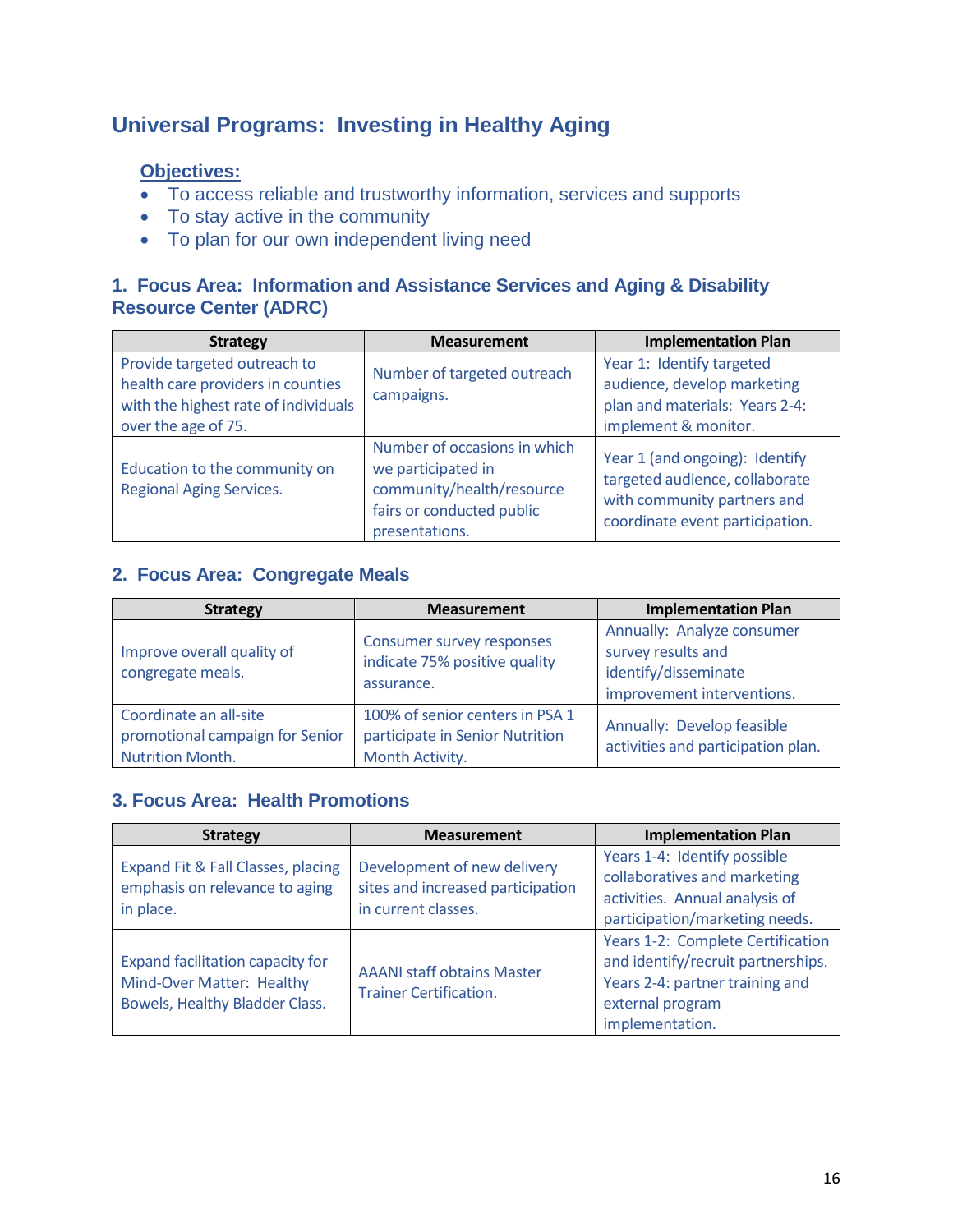## Universal Programs: Investing in Healthy Aging

**Objectives:**

- To access reliable and trustworthy information, services and supports
- To stay active in the community
- To plan for our own independent living need

### 1. Focus Area: Information and Assistance Services and Aging & Disability Resource Center (ADRC)

| Strategy | Measurement | Implementation Plan |
|---|---|---|
| Provide targeted outreach to health care providers in counties with the highest rate of individuals over the age of 75. | Number of targeted outreach campaigns. | Year 1: Identify targeted audience, develop marketing plan and materials: Years 2-4: implement & monitor. |
| Education to the community on Regional Aging Services. | Number of occasions in which we participated in community/health/resource fairs or conducted public presentations. | Year 1 (and ongoing): Identify targeted audience, collaborate with community partners and coordinate event participation. |

### 2. Focus Area: Congregate Meals

| Strategy | Measurement | Implementation Plan |
|---|---|---|
| Improve overall quality of congregate meals. | Consumer survey responses indicate 75% positive quality assurance. | Annually: Analyze consumer survey results and identify/disseminate improvement interventions. |
| Coordinate an all-site promotional campaign for Senior Nutrition Month. | 100% of senior centers in PSA 1 participate in Senior Nutrition Month Activity. | Annually: Develop feasible activities and participation plan. |

### 3. Focus Area: Health Promotions

| Strategy | Measurement | Implementation Plan |
|---|---|---|
| Expand Fit & Fall Classes, placing emphasis on relevance to aging in place. | Development of new delivery sites and increased participation in current classes. | Years 1-4: Identify possible collaboratives and marketing activities. Annual analysis of participation/marketing needs. |
| Expand facilitation capacity for Mind-Over Matter: Healthy Bowels, Healthy Bladder Class. | AAANI staff obtains Master Trainer Certification. | Years 1-2: Complete Certification and identify/recruit partnerships. Years 2-4: partner training and external program implementation. |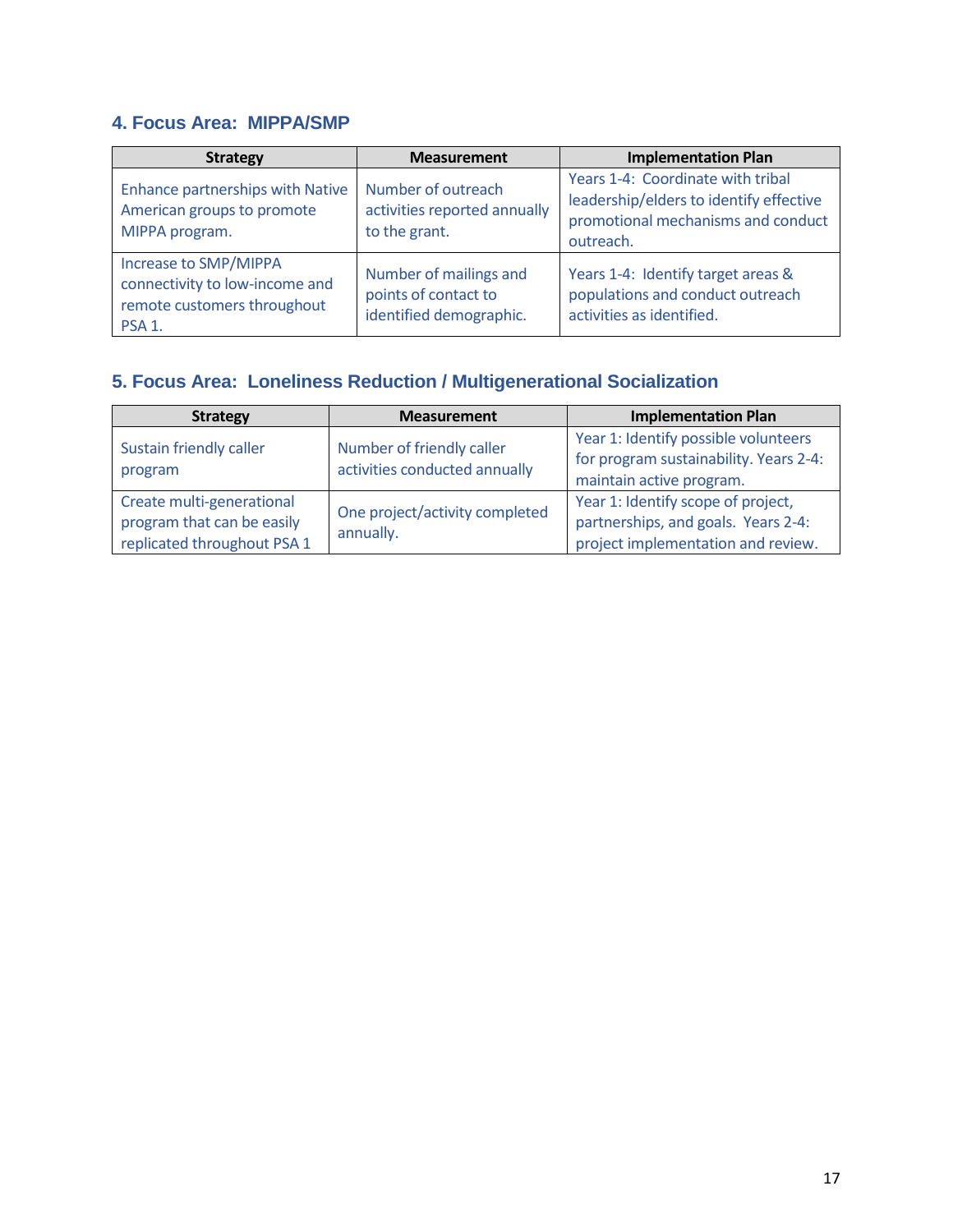### 4. Focus Area: MIPPA/SMP

| Strategy | Measurement | Implementation Plan |
|---|---|---|
| Enhance partnerships with Native American groups to promote MIPPA program. | Number of outreach activities reported annually to the grant. | Years 1-4: Coordinate with tribal leadership/elders to identify effective promotional mechanisms and conduct outreach. |
| Increase to SMP/MIPPA connectivity to low-income and remote customers throughout PSA 1. | Number of mailings and points of contact to identified demographic. | Years 1-4: Identify target areas & populations and conduct outreach activities as identified. |

### 5. Focus Area: Loneliness Reduction / Multigenerational Socialization

| Strategy | Measurement | Implementation Plan |
|---|---|---|
| Sustain friendly caller program | Number of friendly caller activities conducted annually | Year 1: Identify possible volunteers for program sustainability. Years 2-4: maintain active program. |
| Create multi-generational program that can be easily replicated throughout PSA 1 | One project/activity completed annually. | Year 1: Identify scope of project, partnerships, and goals. Years 2-4: project implementation and review. |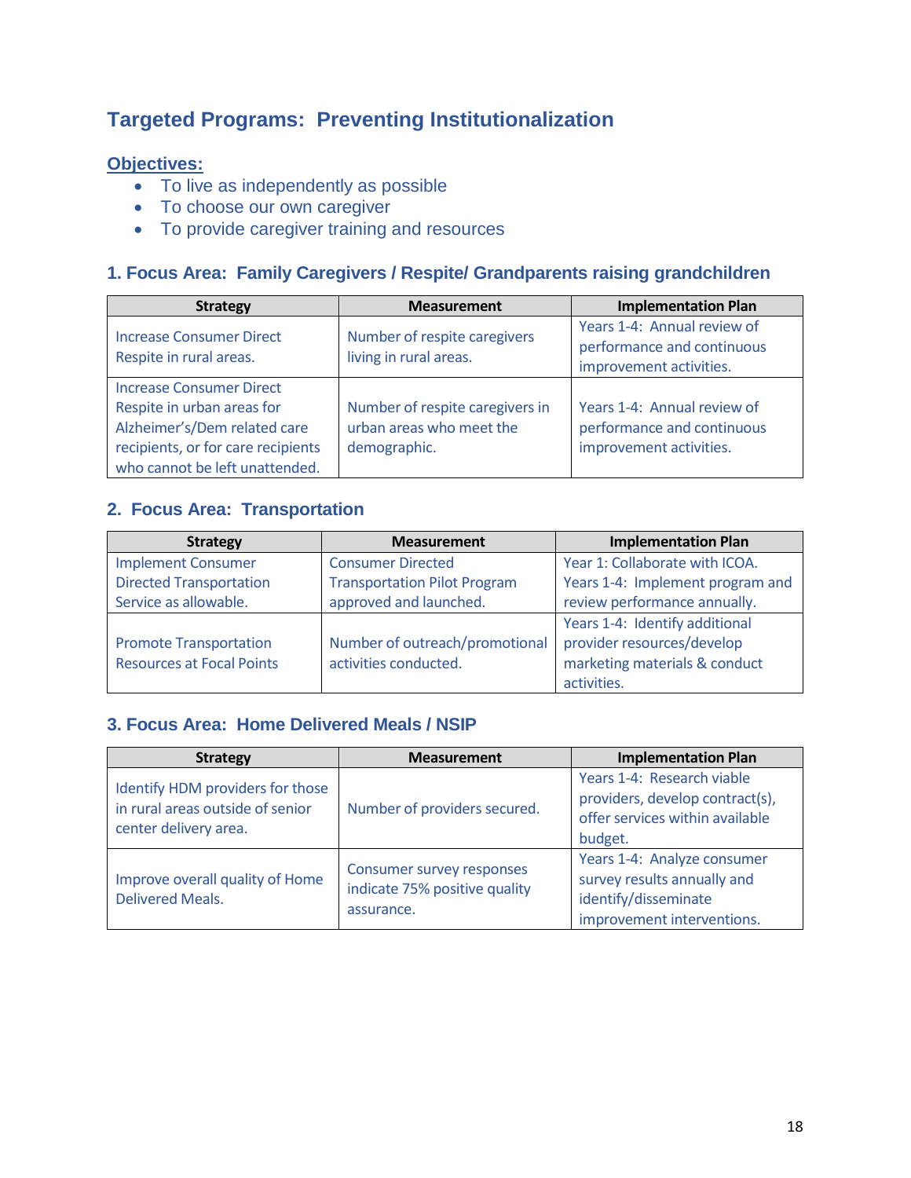## Targeted Programs: Preventing Institutionalization

**Objectives:**

- To live as independently as possible
- To choose our own caregiver
- To provide caregiver training and resources

### 1. Focus Area: Family Caregivers / Respite/ Grandparents raising grandchildren

| Strategy | Measurement | Implementation Plan |
|---|---|---|
| Increase Consumer Direct Respite in rural areas. | Number of respite caregivers living in rural areas. | Years 1-4: Annual review of performance and continuous improvement activities. |
| Increase Consumer Direct Respite in urban areas for Alzheimer's/Dem related care recipients, or for care recipients who cannot be left unattended. | Number of respite caregivers in urban areas who meet the demographic. | Years 1-4: Annual review of performance and continuous improvement activities. |

### 2. Focus Area: Transportation

| Strategy | Measurement | Implementation Plan |
|---|---|---|
| Implement Consumer Directed Transportation Service as allowable. | Consumer Directed Transportation Pilot Program approved and launched. | Year 1: Collaborate with ICOA. Years 1-4: Implement program and review performance annually. |
| Promote Transportation Resources at Focal Points | Number of outreach/promotional activities conducted. | Years 1-4: Identify additional provider resources/develop marketing materials & conduct activities. |

### 3. Focus Area: Home Delivered Meals / NSIP

| Strategy | Measurement | Implementation Plan |
|---|---|---|
| Identify HDM providers for those in rural areas outside of senior center delivery area. | Number of providers secured. | Years 1-4: Research viable providers, develop contract(s), offer services within available budget. |
| Improve overall quality of Home Delivered Meals. | Consumer survey responses indicate 75% positive quality assurance. | Years 1-4: Analyze consumer survey results annually and identify/disseminate improvement interventions. |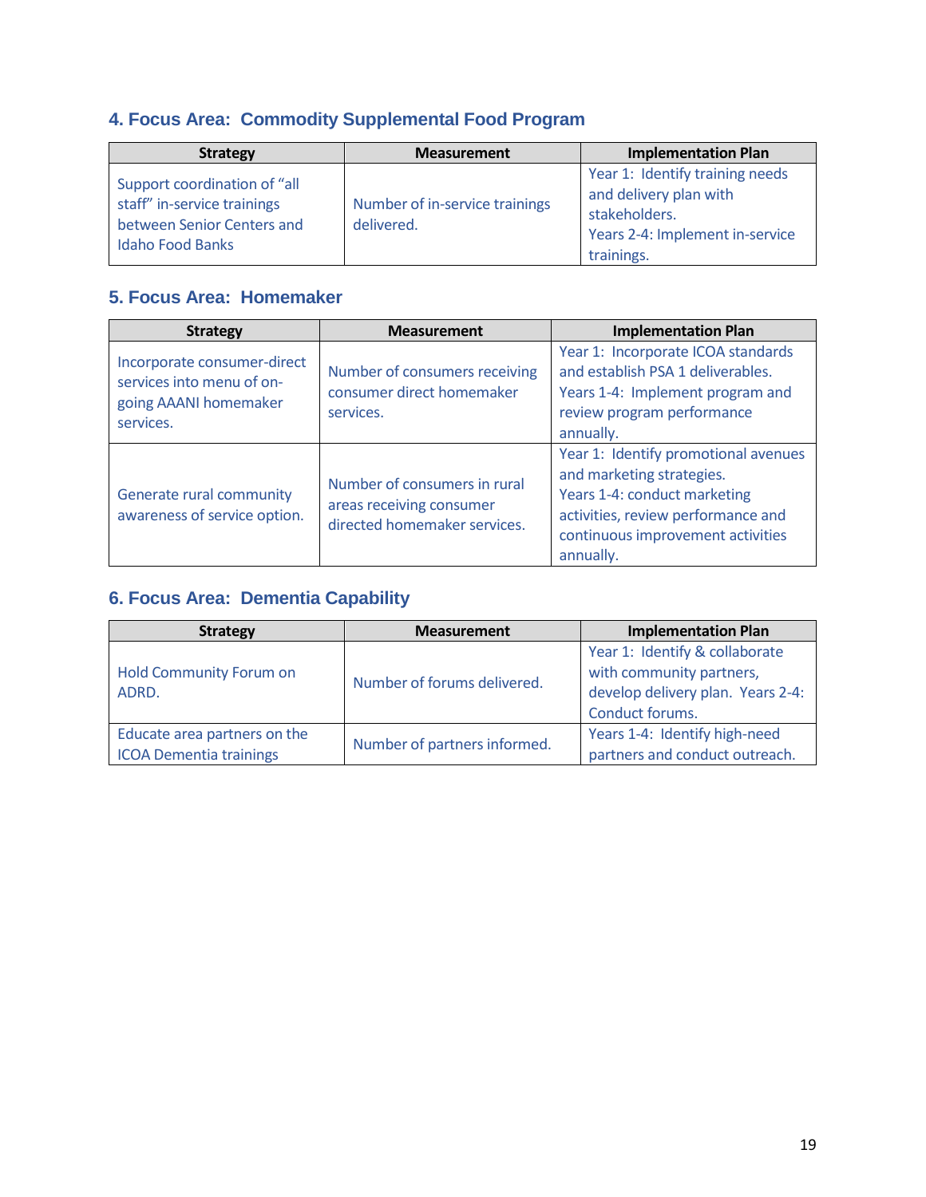### 4. Focus Area: Commodity Supplemental Food Program

| Strategy | Measurement | Implementation Plan |
| --- | --- | --- |
| Support coordination of "all staff" in-service trainings between Senior Centers and Idaho Food Banks | Number of in-service trainings delivered. | Year 1: Identify training needs and delivery plan with stakeholders.<br>Years 2-4: Implement in-service trainings. |

### 5. Focus Area: Homemaker

| Strategy | Measurement | Implementation Plan |
| --- | --- | --- |
| Incorporate consumer-direct services into menu of on-going AAANI homemaker services. | Number of consumers receiving consumer direct homemaker services. | Year 1: Incorporate ICOA standards and establish PSA 1 deliverables.<br>Years 1-4: Implement program and review program performance annually. |
| Generate rural community awareness of service option. | Number of consumers in rural areas receiving consumer directed homemaker services. | Year 1: Identify promotional avenues and marketing strategies.<br>Years 1-4: conduct marketing activities, review performance and continuous improvement activities annually. |

### 6. Focus Area: Dementia Capability

| Strategy | Measurement | Implementation Plan |
| --- | --- | --- |
| Hold Community Forum on ADRD. | Number of forums delivered. | Year 1: Identify & collaborate with community partners, develop delivery plan. Years 2-4: Conduct forums. |
| Educate area partners on the ICOA Dementia trainings | Number of partners informed. | Years 1-4: Identify high-need partners and conduct outreach. |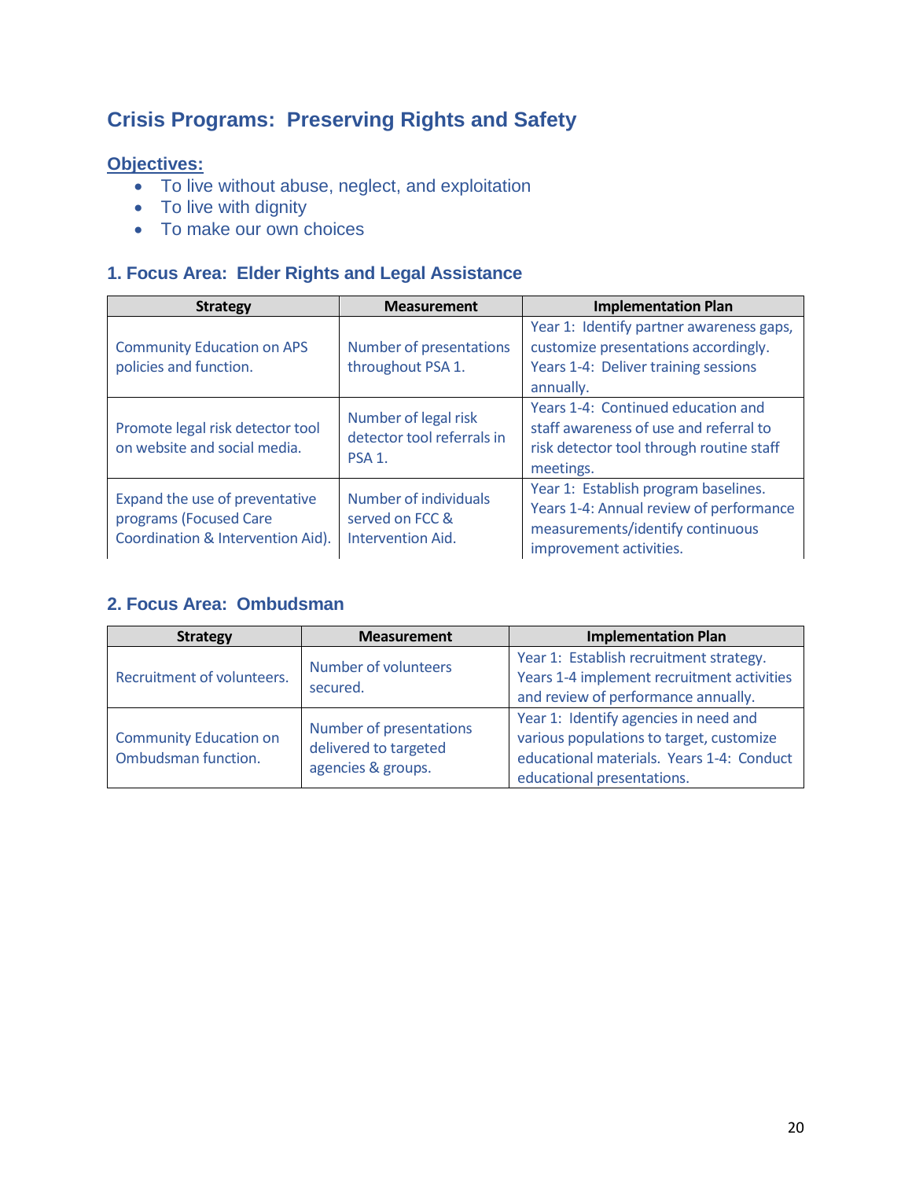# Crisis Programs: Preserving Rights and Safety

**Objectives:**

- To live without abuse, neglect, and exploitation
- To live with dignity
- To make our own choices

### 1. Focus Area: Elder Rights and Legal Assistance

| Strategy | Measurement | Implementation Plan |
|---|---|---|
| Community Education on APS policies and function. | Number of presentations throughout PSA 1. | Year 1: Identify partner awareness gaps, customize presentations accordingly. Years 1-4: Deliver training sessions annually. |
| Promote legal risk detector tool on website and social media. | Number of legal risk detector tool referrals in PSA 1. | Years 1-4: Continued education and staff awareness of use and referral to risk detector tool through routine staff meetings. |
| Expand the use of preventative programs (Focused Care Coordination & Intervention Aid). | Number of individuals served on FCC & Intervention Aid. | Year 1: Establish program baselines. Years 1-4: Annual review of performance measurements/identify continuous improvement activities. |

### 2. Focus Area: Ombudsman

| Strategy | Measurement | Implementation Plan |
|---|---|---|
| Recruitment of volunteers. | Number of volunteers secured. | Year 1: Establish recruitment strategy. Years 1-4 implement recruitment activities and review of performance annually. |
| Community Education on Ombudsman function. | Number of presentations delivered to targeted agencies & groups. | Year 1: Identify agencies in need and various populations to target, customize educational materials. Years 1-4: Conduct educational presentations. |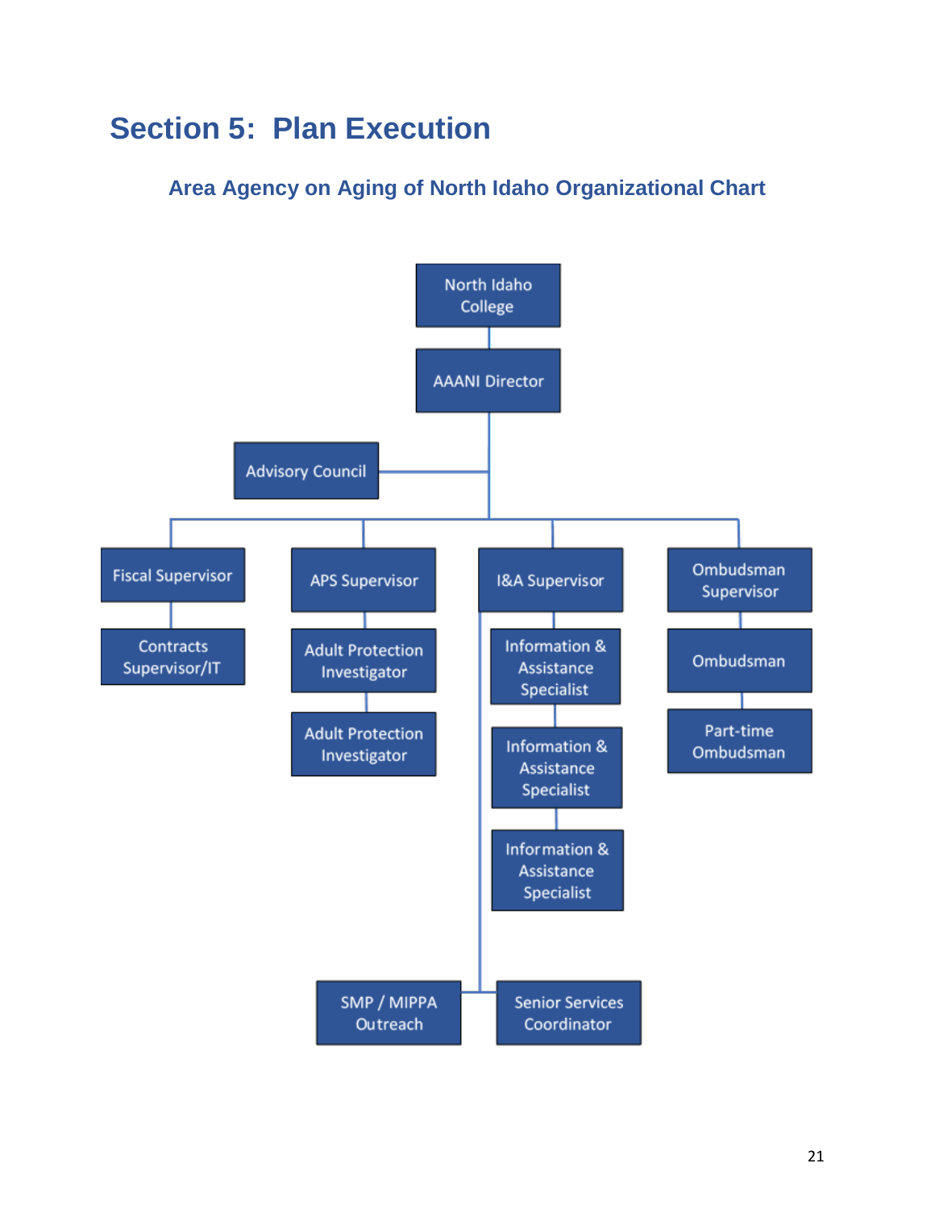# Section 5: Plan Execution

## Area Agency on Aging of North Idaho Organizational Chart

- North Idaho College
  - AAANI Director
    - Advisory Council
    - Fiscal Supervisor
      - Contracts Supervisor/IT
    - APS Supervisor
      - Adult Protection Investigator
      - Adult Protection Investigator
    - I&A Supervisor
      - Information & Assistance Specialist
      - Information & Assistance Specialist
      - Information & Assistance Specialist
      - SMP / MIPPA Outreach
      - Senior Services Coordinator
    - Ombudsman Supervisor
      - Ombudsman
      - Part-time Ombudsman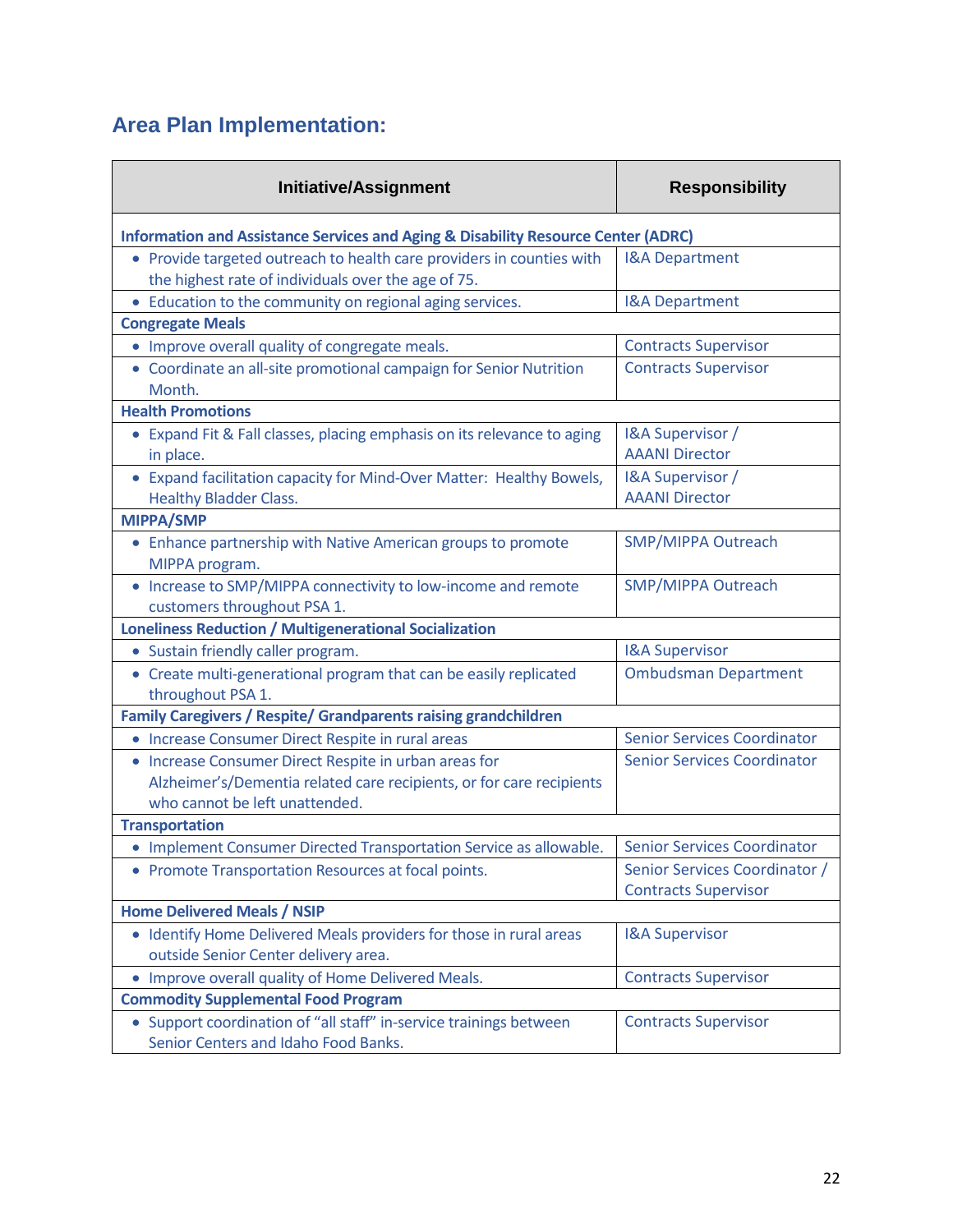## Area Plan Implementation:

| Initiative/Assignment | Responsibility |
|---|---|
| **Information and Assistance Services and Aging & Disability Resource Center (ADRC)** | |
| • Provide targeted outreach to health care providers in counties with the highest rate of individuals over the age of 75. | I&A Department |
| • Education to the community on regional aging services. | I&A Department |
| **Congregate Meals** | |
| • Improve overall quality of congregate meals. | Contracts Supervisor |
| • Coordinate an all-site promotional campaign for Senior Nutrition Month. | Contracts Supervisor |
| **Health Promotions** | |
| • Expand Fit & Fall classes, placing emphasis on its relevance to aging in place. | I&A Supervisor / AAANI Director |
| • Expand facilitation capacity for Mind-Over Matter: Healthy Bowels, Healthy Bladder Class. | I&A Supervisor / AAANI Director |
| **MIPPA/SMP** | |
| • Enhance partnership with Native American groups to promote MIPPA program. | SMP/MIPPA Outreach |
| • Increase to SMP/MIPPA connectivity to low-income and remote customers throughout PSA 1. | SMP/MIPPA Outreach |
| **Loneliness Reduction / Multigenerational Socialization** | |
| • Sustain friendly caller program. | I&A Supervisor |
| • Create multi-generational program that can be easily replicated throughout PSA 1. | Ombudsman Department |
| **Family Caregivers / Respite/ Grandparents raising grandchildren** | |
| • Increase Consumer Direct Respite in rural areas | Senior Services Coordinator |
| • Increase Consumer Direct Respite in urban areas for Alzheimer's/Dementia related care recipients, or for care recipients who cannot be left unattended. | Senior Services Coordinator |
| **Transportation** | |
| • Implement Consumer Directed Transportation Service as allowable. | Senior Services Coordinator |
| • Promote Transportation Resources at focal points. | Senior Services Coordinator / Contracts Supervisor |
| **Home Delivered Meals / NSIP** | |
| • Identify Home Delivered Meals providers for those in rural areas outside Senior Center delivery area. | I&A Supervisor |
| • Improve overall quality of Home Delivered Meals. | Contracts Supervisor |
| **Commodity Supplemental Food Program** | |
| • Support coordination of "all staff" in-service trainings between Senior Centers and Idaho Food Banks. | Contracts Supervisor |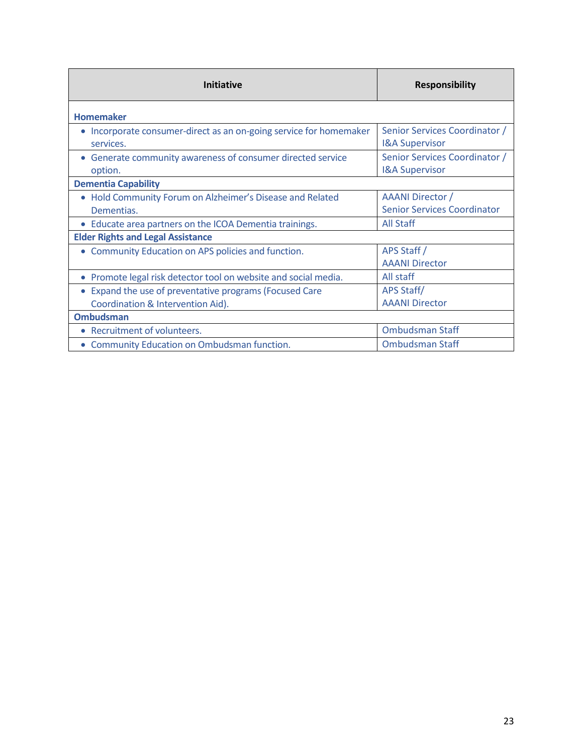| Initiative | Responsibility |
|---|---|
| **Homemaker** | |
| • Incorporate consumer-direct as an on-going service for homemaker services. | Senior Services Coordinator / I&A Supervisor |
| • Generate community awareness of consumer directed service option. | Senior Services Coordinator / I&A Supervisor |
| **Dementia Capability** | |
| • Hold Community Forum on Alzheimer's Disease and Related Dementias. | AAANI Director / Senior Services Coordinator |
| • Educate area partners on the ICOA Dementia trainings. | All Staff |
| **Elder Rights and Legal Assistance** | |
| • Community Education on APS policies and function. | APS Staff / AAANI Director |
| • Promote legal risk detector tool on website and social media. | All staff |
| • Expand the use of preventative programs (Focused Care Coordination & Intervention Aid). | APS Staff/ AAANI Director |
| **Ombudsman** | |
| • Recruitment of volunteers. | Ombudsman Staff |
| • Community Education on Ombudsman function. | Ombudsman Staff |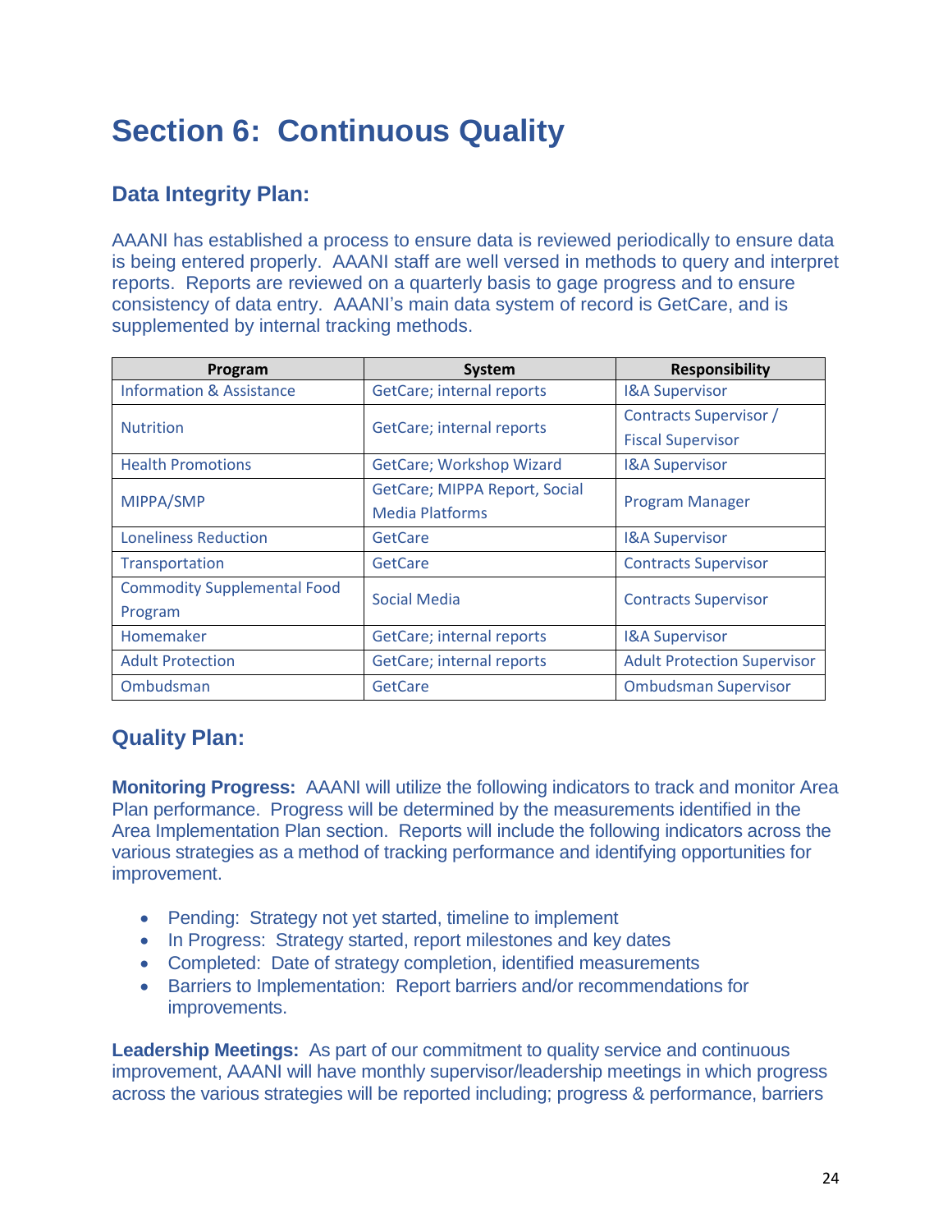# Section 6: Continuous Quality

## Data Integrity Plan:

AAANI has established a process to ensure data is reviewed periodically to ensure data is being entered properly. AAANI staff are well versed in methods to query and interpret reports. Reports are reviewed on a quarterly basis to gage progress and to ensure consistency of data entry. AAANI's main data system of record is GetCare, and is supplemented by internal tracking methods.

| Program | System | Responsibility |
|---|---|---|
| Information & Assistance | GetCare; internal reports | I&A Supervisor |
| Nutrition | GetCare; internal reports | Contracts Supervisor / Fiscal Supervisor |
| Health Promotions | GetCare; Workshop Wizard | I&A Supervisor |
| MIPPA/SMP | GetCare; MIPPA Report, Social Media Platforms | Program Manager |
| Loneliness Reduction | GetCare | I&A Supervisor |
| Transportation | GetCare | Contracts Supervisor |
| Commodity Supplemental Food Program | Social Media | Contracts Supervisor |
| Homemaker | GetCare; internal reports | I&A Supervisor |
| Adult Protection | GetCare; internal reports | Adult Protection Supervisor |
| Ombudsman | GetCare | Ombudsman Supervisor |

## Quality Plan:

**Monitoring Progress:** AAANI will utilize the following indicators to track and monitor Area Plan performance. Progress will be determined by the measurements identified in the Area Implementation Plan section. Reports will include the following indicators across the various strategies as a method of tracking performance and identifying opportunities for improvement.

- Pending: Strategy not yet started, timeline to implement
- In Progress: Strategy started, report milestones and key dates
- Completed: Date of strategy completion, identified measurements
- Barriers to Implementation: Report barriers and/or recommendations for improvements.

**Leadership Meetings:** As part of our commitment to quality service and continuous improvement, AAANI will have monthly supervisor/leadership meetings in which progress across the various strategies will be reported including; progress & performance, barriers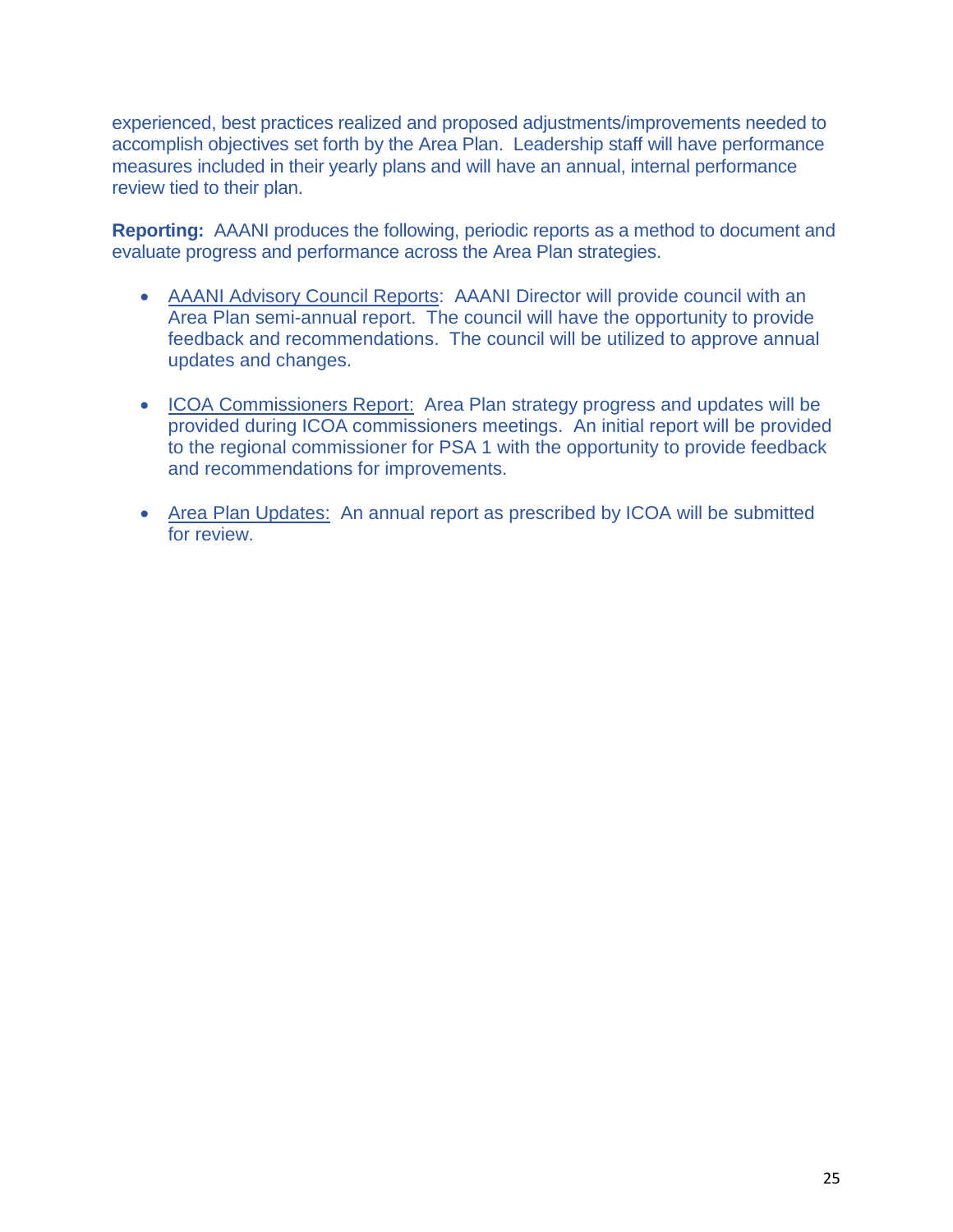experienced, best practices realized and proposed adjustments/improvements needed to accomplish objectives set forth by the Area Plan. Leadership staff will have performance measures included in their yearly plans and will have an annual, internal performance review tied to their plan.

**Reporting:** AAANI produces the following, periodic reports as a method to document and evaluate progress and performance across the Area Plan strategies.

- <u>AAANI Advisory Council Reports</u>: AAANI Director will provide council with an Area Plan semi-annual report. The council will have the opportunity to provide feedback and recommendations. The council will be utilized to approve annual updates and changes.

- <u>ICOA Commissioners Report:</u> Area Plan strategy progress and updates will be provided during ICOA commissioners meetings. An initial report will be provided to the regional commissioner for PSA 1 with the opportunity to provide feedback and recommendations for improvements.

- <u>Area Plan Updates:</u> An annual report as prescribed by ICOA will be submitted for review.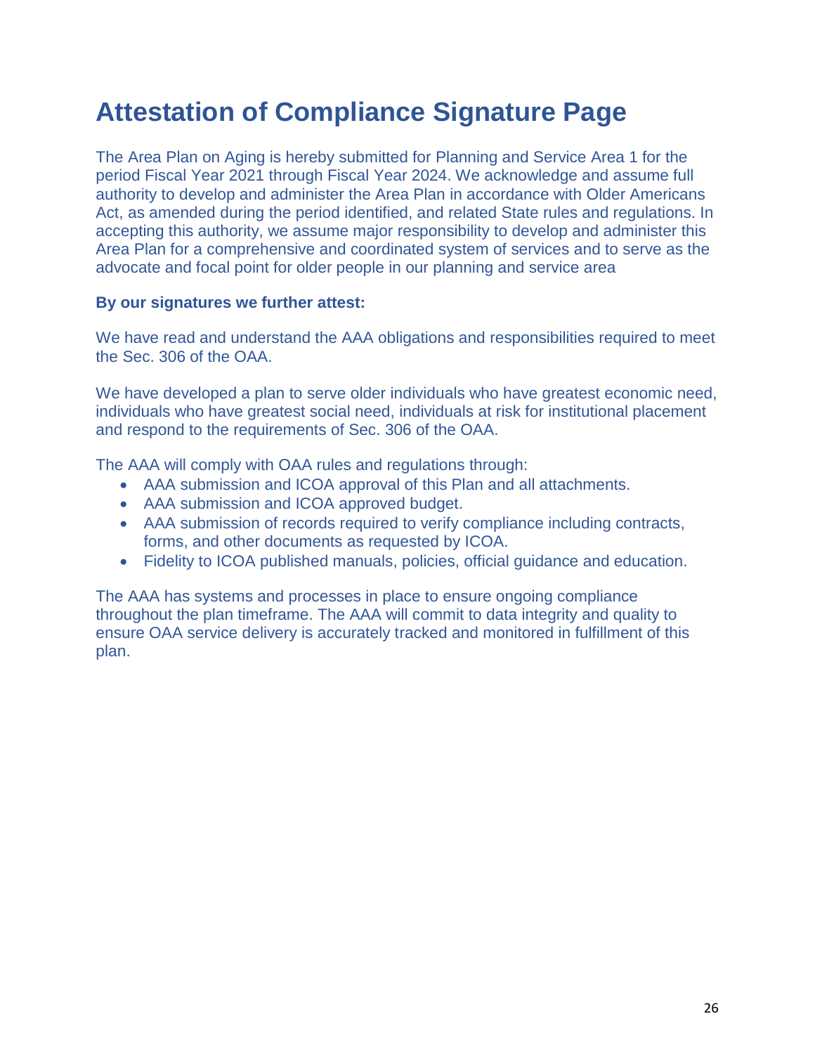# Attestation of Compliance Signature Page

The Area Plan on Aging is hereby submitted for Planning and Service Area 1 for the period Fiscal Year 2021 through Fiscal Year 2024. We acknowledge and assume full authority to develop and administer the Area Plan in accordance with Older Americans Act, as amended during the period identified, and related State rules and regulations. In accepting this authority, we assume major responsibility to develop and administer this Area Plan for a comprehensive and coordinated system of services and to serve as the advocate and focal point for older people in our planning and service area

**By our signatures we further attest:**

We have read and understand the AAA obligations and responsibilities required to meet the Sec. 306 of the OAA.

We have developed a plan to serve older individuals who have greatest economic need, individuals who have greatest social need, individuals at risk for institutional placement and respond to the requirements of Sec. 306 of the OAA.

The AAA will comply with OAA rules and regulations through:

- AAA submission and ICOA approval of this Plan and all attachments.
- AAA submission and ICOA approved budget.
- AAA submission of records required to verify compliance including contracts, forms, and other documents as requested by ICOA.
- Fidelity to ICOA published manuals, policies, official guidance and education.

The AAA has systems and processes in place to ensure ongoing compliance throughout the plan timeframe. The AAA will commit to data integrity and quality to ensure OAA service delivery is accurately tracked and monitored in fulfillment of this plan.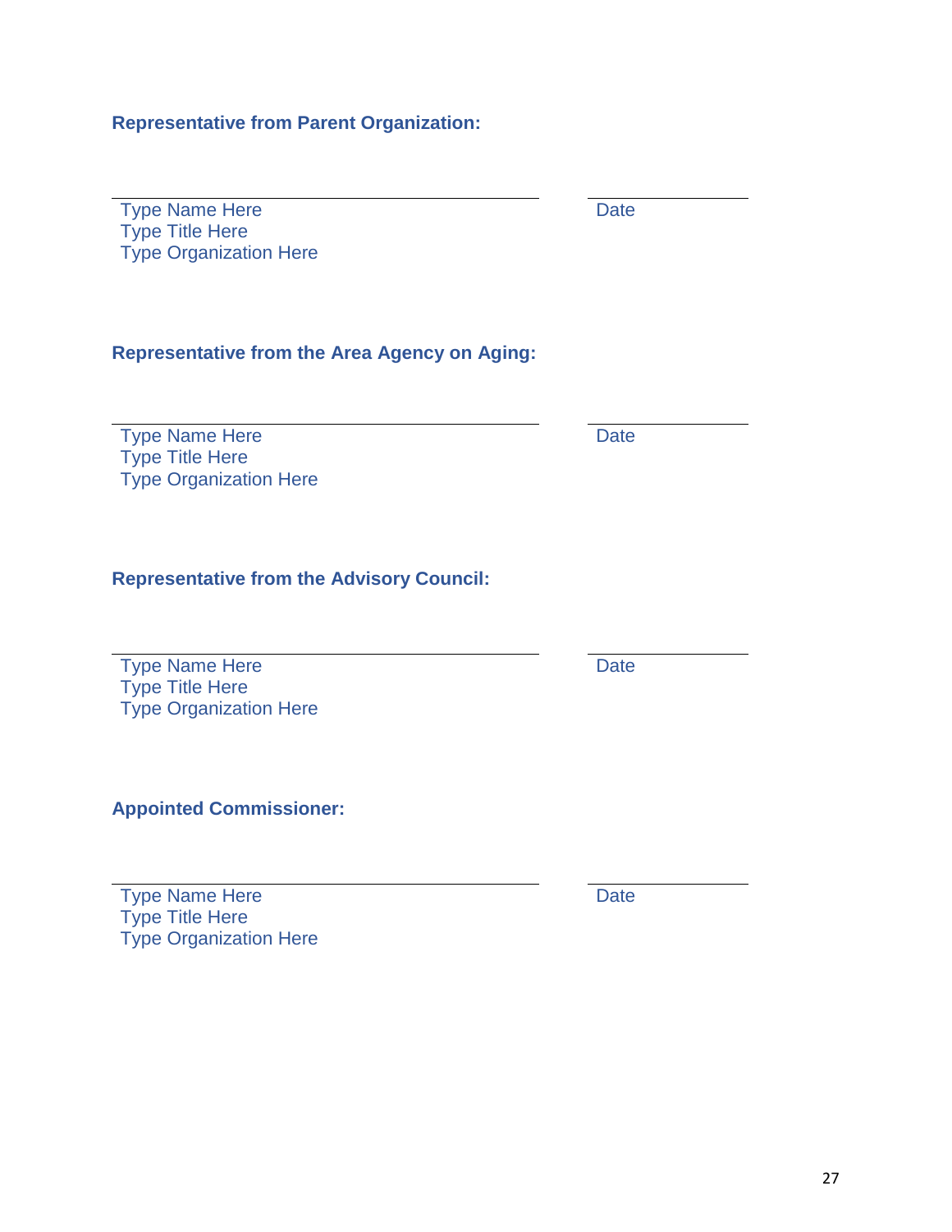**Representative from Parent Organization:**

\_\_\_\_\_\_\_\_\_\_\_\_\_\_\_\_\_\_\_\_\_\_\_\_\_\_\_\_\_\_\_\_\_\_\_\_\_\_\_\_ \_\_\_\_\_\_\_\_\_\_\_\_\_\_\_

Type Name Here
Type Title Here
Type Organization Here

Date

**Representative from the Area Agency on Aging:**

\_\_\_\_\_\_\_\_\_\_\_\_\_\_\_\_\_\_\_\_\_\_\_\_\_\_\_\_\_\_\_\_\_\_\_\_\_\_\_\_ \_\_\_\_\_\_\_\_\_\_\_\_\_\_\_

Type Name Here
Type Title Here
Type Organization Here

Date

**Representative from the Advisory Council:**

\_\_\_\_\_\_\_\_\_\_\_\_\_\_\_\_\_\_\_\_\_\_\_\_\_\_\_\_\_\_\_\_\_\_\_\_\_\_\_\_ \_\_\_\_\_\_\_\_\_\_\_\_\_\_\_

Type Name Here
Type Title Here
Type Organization Here

Date

**Appointed Commissioner:**

\_\_\_\_\_\_\_\_\_\_\_\_\_\_\_\_\_\_\_\_\_\_\_\_\_\_\_\_\_\_\_\_\_\_\_\_\_\_\_\_ \_\_\_\_\_\_\_\_\_\_\_\_\_\_\_

Type Name Here
Type Title Here
Type Organization Here

Date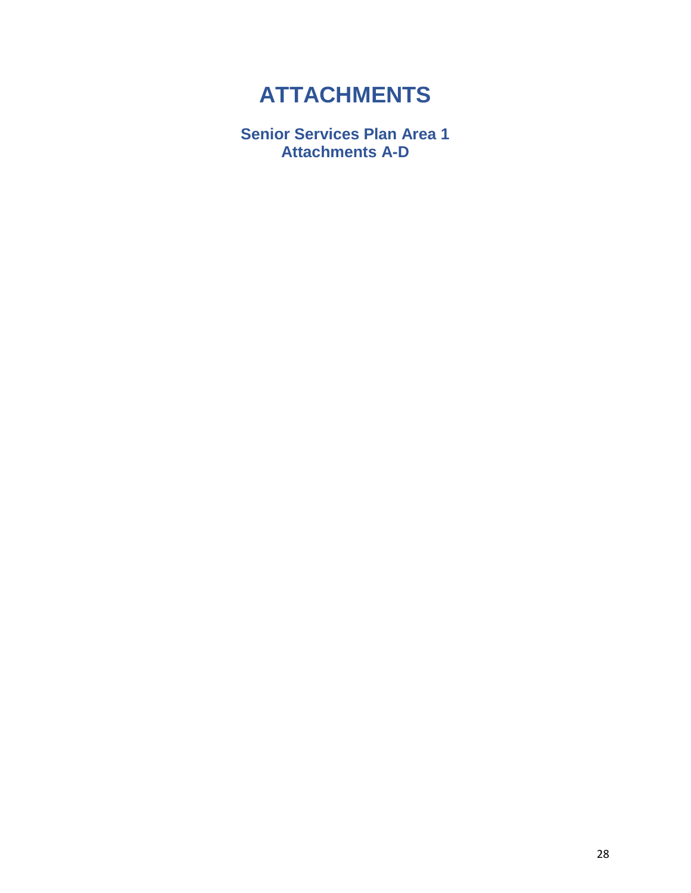# ATTACHMENTS

**Senior Services Plan Area 1**
**Attachments A-D**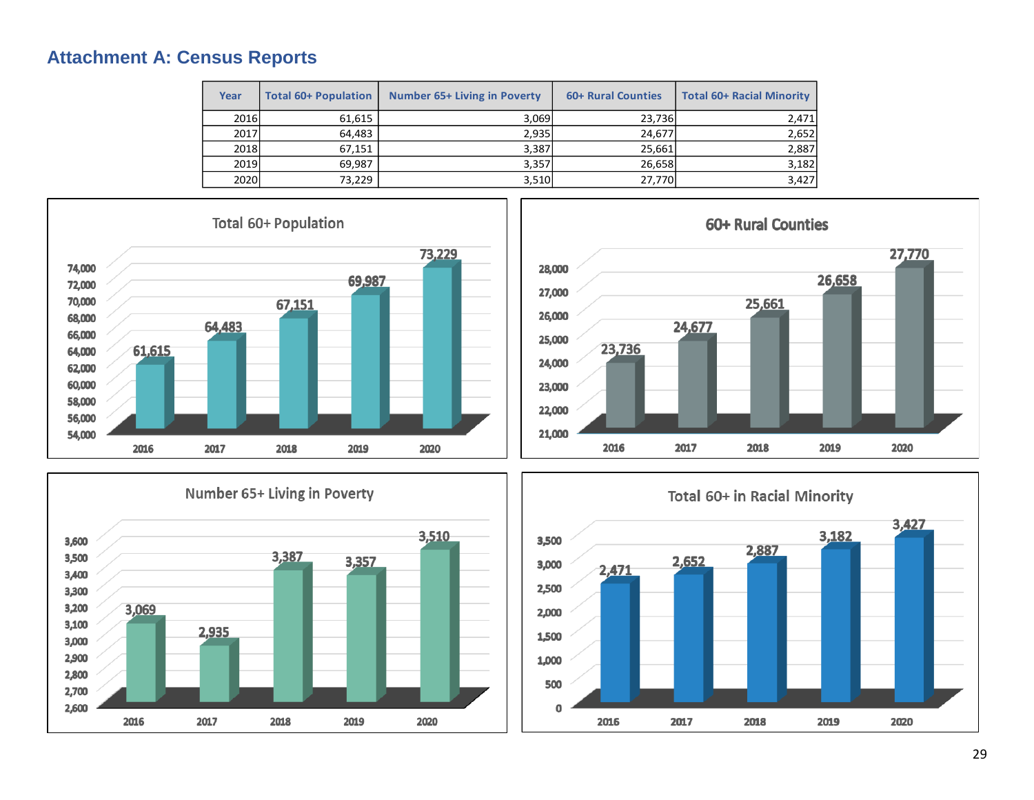# Attachment A: Census Reports

| Year | Total 60+ Population | Number 65+ Living in Poverty | 60+ Rural Counties | Total 60+ Racial Minority |
|---|---|---|---|---|
| 2016 | 61,615 | 3,069 | 23,736 | 2,471 |
| 2017 | 64,483 | 2,935 | 24,677 | 2,652 |
| 2018 | 67,151 | 3,387 | 25,661 | 2,887 |
| 2019 | 69,987 | 3,357 | 26,658 | 3,182 |
| 2020 | 73,229 | 3,510 | 27,770 | 3,427 |

Total 60+ Population

| 2016 | 2017 | 2018 | 2019 | 2020 |
|---|---|---|---|---|
| 61,615 | 64,483 | 67,151 | 69,987 | 73,229 |

60+ Rural Counties

| 2016 | 2017 | 2018 | 2019 | 2020 |
|---|---|---|---|---|
| 23,736 | 24,677 | 25,661 | 26,658 | 27,770 |

Number 65+ Living in Poverty

| 2016 | 2017 | 2018 | 2019 | 2020 |
|---|---|---|---|---|
| 3,069 | 2,935 | 3,387 | 3,357 | 3,510 |

Total 60+ in Racial Minority

| 2016 | 2017 | 2018 | 2019 | 2020 |
|---|---|---|---|---|
| 2,471 | 2,652 | 2,887 | 3,182 | 3,427 |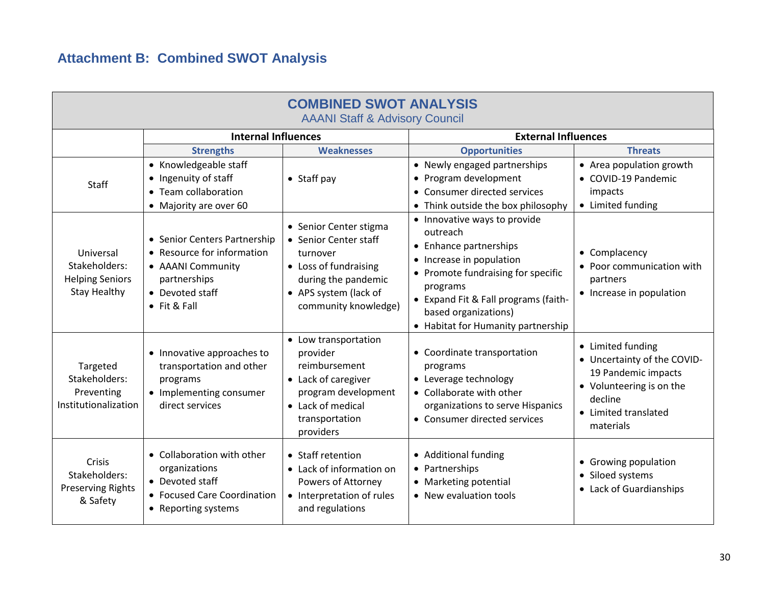## Attachment B: Combined SWOT Analysis

**COMBINED SWOT ANALYSIS**
AAANI Staff & Advisory Council

| | Internal Influences | | External Influences | |
|---|---|---|---|---|
| | **Strengths** | **Weaknesses** | **Opportunities** | **Threats** |
| Staff | • Knowledgeable staff<br>• Ingenuity of staff<br>• Team collaboration<br>• Majority are over 60 | • Staff pay | • Newly engaged partnerships<br>• Program development<br>• Consumer directed services<br>• Think outside the box philosophy | • Area population growth<br>• COVID-19 Pandemic impacts<br>• Limited funding |
| Universal Stakeholders: Helping Seniors Stay Healthy | • Senior Centers Partnership<br>• Resource for information<br>• AAANI Community partnerships<br>• Devoted staff<br>• Fit & Fall | • Senior Center stigma<br>• Senior Center staff turnover<br>• Loss of fundraising during the pandemic<br>• APS system (lack of community knowledge) | • Innovative ways to provide outreach<br>• Enhance partnerships<br>• Increase in population<br>• Promote fundraising for specific programs<br>• Expand Fit & Fall programs (faith-based organizations)<br>• Habitat for Humanity partnership | • Complacency<br>• Poor communication with partners<br>• Increase in population |
| Targeted Stakeholders: Preventing Institutionalization | • Innovative approaches to transportation and other programs<br>• Implementing consumer direct services | • Low transportation provider reimbursement<br>• Lack of caregiver program development<br>• Lack of medical transportation providers | • Coordinate transportation programs<br>• Leverage technology<br>• Collaborate with other organizations to serve Hispanics<br>• Consumer directed services | • Limited funding<br>• Uncertainty of the COVID-19 Pandemic impacts<br>• Volunteering is on the decline<br>• Limited translated materials |
| Crisis Stakeholders: Preserving Rights & Safety | • Collaboration with other organizations<br>• Devoted staff<br>• Focused Care Coordination<br>• Reporting systems | • Staff retention<br>• Lack of information on Powers of Attorney<br>• Interpretation of rules and regulations | • Additional funding<br>• Partnerships<br>• Marketing potential<br>• New evaluation tools | • Growing population<br>• Siloed systems<br>• Lack of Guardianships |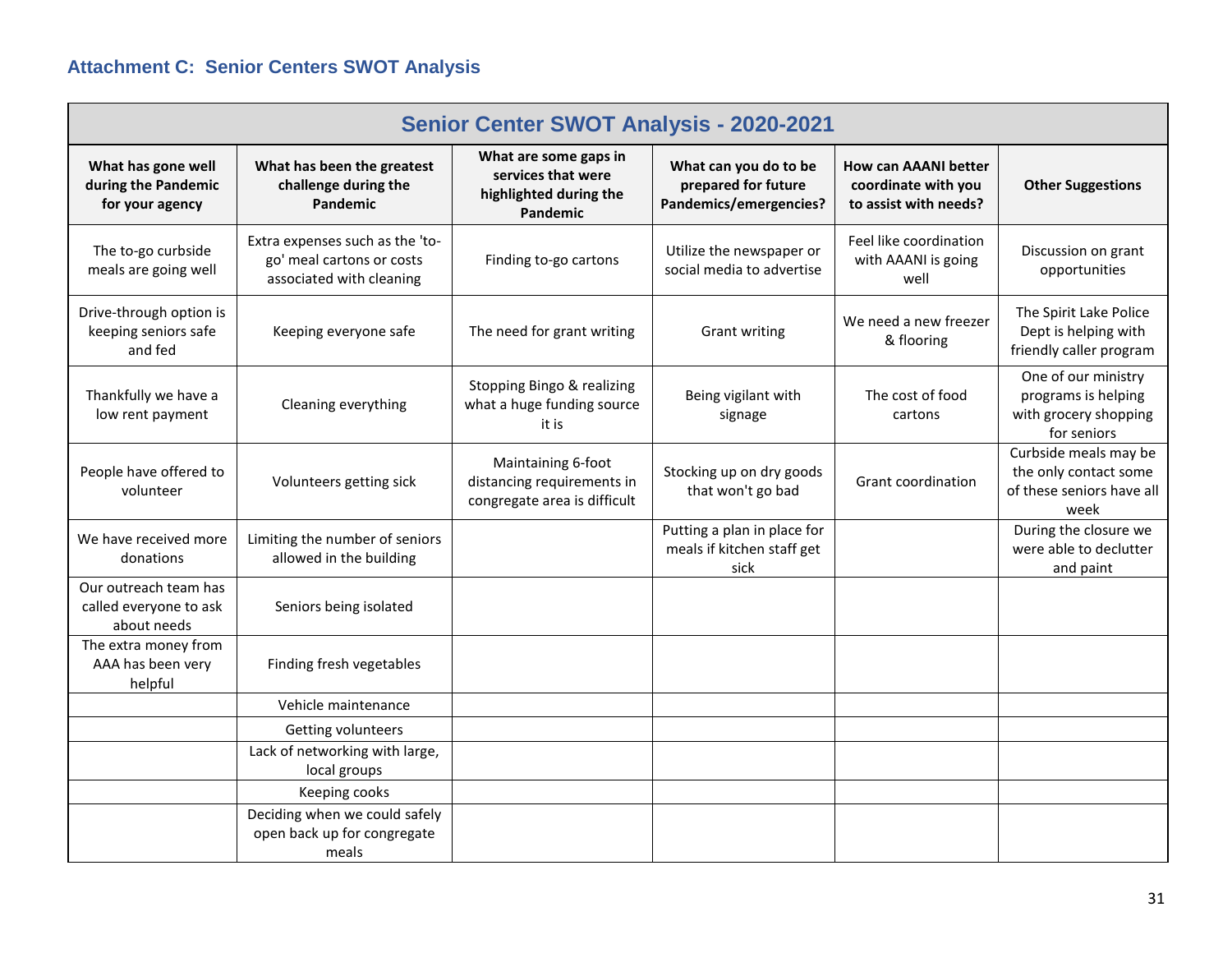### Attachment C: Senior Centers SWOT Analysis

| Senior Center SWOT Analysis - 2020-2021 | | | | | |
|---|---|---|---|---|---|
| **What has gone well during the Pandemic for your agency** | **What has been the greatest challenge during the Pandemic** | **What are some gaps in services that were highlighted during the Pandemic** | **What can you do to be prepared for future Pandemics/emergencies?** | **How can AAANI better coordinate with you to assist with needs?** | **Other Suggestions** |
| The to-go curbside meals are going well | Extra expenses such as the 'to-go' meal cartons or costs associated with cleaning | Finding to-go cartons | Utilize the newspaper or social media to advertise | Feel like coordination with AAANI is going well | Discussion on grant opportunities |
| Drive-through option is keeping seniors safe and fed | Keeping everyone safe | The need for grant writing | Grant writing | We need a new freezer & flooring | The Spirit Lake Police Dept is helping with friendly caller program |
| Thankfully we have a low rent payment | Cleaning everything | Stopping Bingo & realizing what a huge funding source it is | Being vigilant with signage | The cost of food cartons | One of our ministry programs is helping with grocery shopping for seniors |
| People have offered to volunteer | Volunteers getting sick | Maintaining 6-foot distancing requirements in congregate area is difficult | Stocking up on dry goods that won't go bad | Grant coordination | Curbside meals may be the only contact some of these seniors have all week |
| We have received more donations | Limiting the number of seniors allowed in the building | | Putting a plan in place for meals if kitchen staff get sick | | During the closure we were able to declutter and paint |
| Our outreach team has called everyone to ask about needs | Seniors being isolated | | | | |
| The extra money from AAA has been very helpful | Finding fresh vegetables | | | | |
| | Vehicle maintenance | | | | |
| | Getting volunteers | | | | |
| | Lack of networking with large, local groups | | | | |
| | Keeping cooks | | | | |
| | Deciding when we could safely open back up for congregate meals | | | | |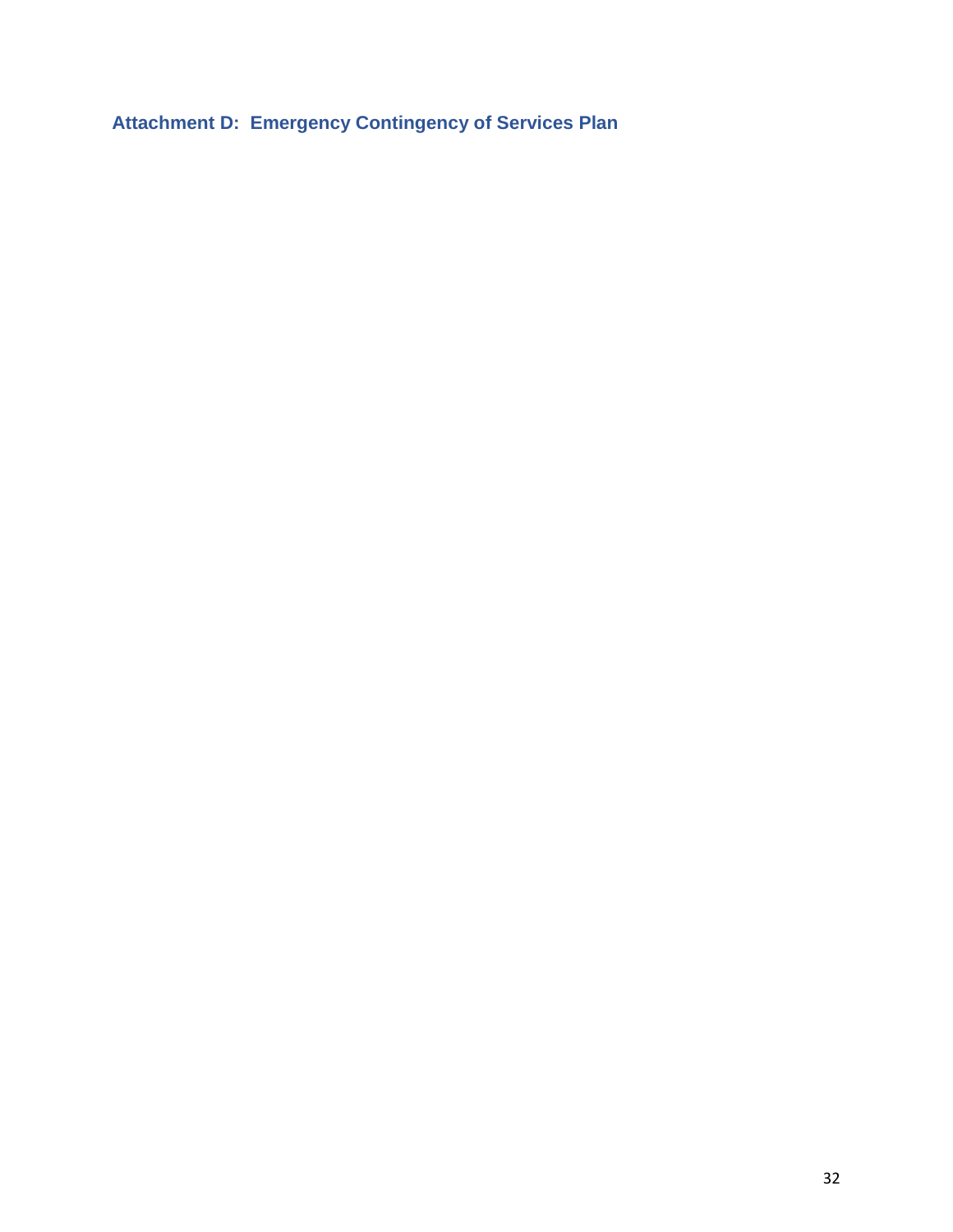## Attachment D: Emergency Contingency of Services Plan